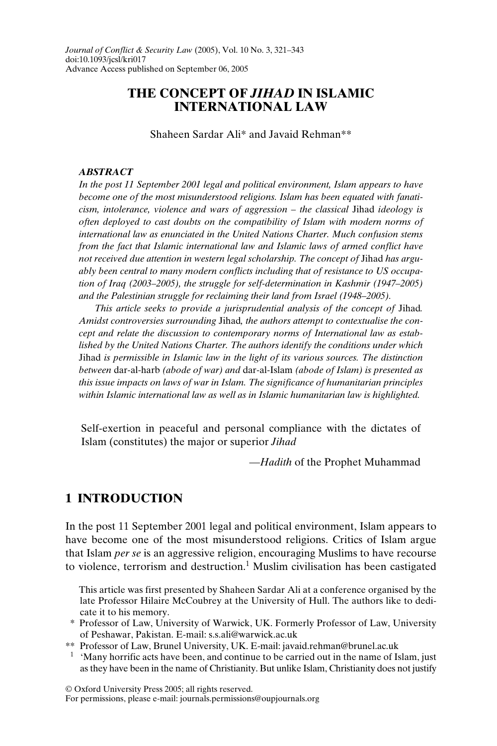Journal of Conflict & Security Law (2005), Vol. 10 No. 3, 321–343
doi:10.1093/jcsl/kri017
Advance Access published on September 06, 2005

# THE CONCEPT OF *JIHAD* IN ISLAMIC INTERNATIONAL LAW

Shaheen Sardar Ali* and Javaid Rehman**

### *ABSTRACT*

*In the post 11 September 2001 legal and political environment, Islam appears to have become one of the most misunderstood religions. Islam has been equated with fanaticism, intolerance, violence and wars of aggression – the classical* Jihad *ideology is often deployed to cast doubts on the compatibility of Islam with modern norms of international law as enunciated in the United Nations Charter. Much confusion stems from the fact that Islamic international law and Islamic laws of armed conflict have not received due attention in western legal scholarship. The concept of* Jihad *has arguably been central to many modern conflicts including that of resistance to US occupation of Iraq (2003–2005), the struggle for self-determination in Kashmir (1947–2005) and the Palestinian struggle for reclaiming their land from Israel (1948–2005).*

*This article seeks to provide a jurisprudential analysis of the concept of* Jihad*. Amidst controversies surrounding* Jihad*, the authors attempt to contextualise the concept and relate the discussion to contemporary norms of International law as established by the United Nations Charter. The authors identify the conditions under which* Jihad *is permissible in Islamic law in the light of its various sources. The distinction between* dar-al-harb *(abode of war) and* dar-al-Islam *(abode of Islam) is presented as this issue impacts on laws of war in Islam. The significance of humanitarian principles within Islamic international law as well as in Islamic humanitarian law is highlighted.*

> Self-exertion in peaceful and personal compliance with the dictates of Islam (constitutes) the major or superior *Jihad*
>
> —*Hadith* of the Prophet Muhammad

## 1 INTRODUCTION

In the post 11 September 2001 legal and political environment, Islam appears to have become one of the most misunderstood religions. Critics of Islam argue that Islam *per se* is an aggressive religion, encouraging Muslims to have recourse to violence, terrorism and destruction.[1] Muslim civilisation has been castigated

This article was first presented by Shaheen Sardar Ali at a conference organised by the late Professor Hilaire McCoubrey at the University of Hull. The authors like to dedicate it to his memory.

\* Professor of Law, University of Warwick, UK. Formerly Professor of Law, University of Peshawar, Pakistan. E-mail: s.s.ali@warwick.ac.uk

** Professor of Law, Brunel University, UK. E-mail: javaid.rehman@brunel.ac.uk

[1] 'Many horrific acts have been, and continue to be carried out in the name of Islam, just as they have been in the name of Christianity. But unlike Islam, Christianity does not justify

© Oxford University Press 2005; all rights reserved.
For permissions, please e-mail: journals.permissions@oupjournals.org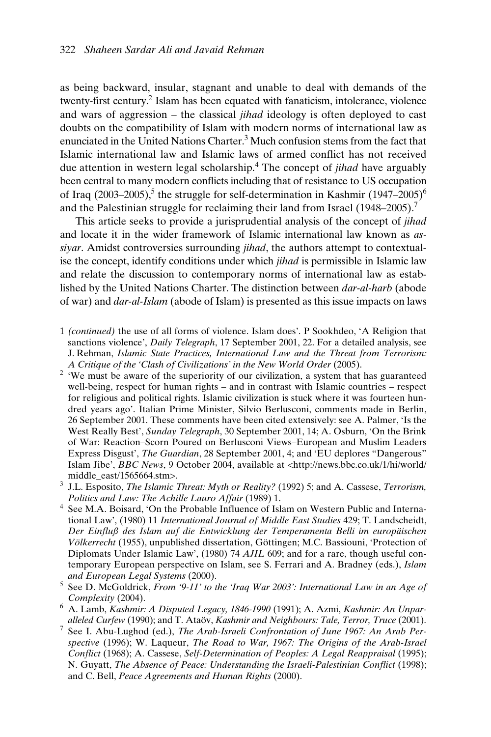as being backward, insular, stagnant and unable to deal with demands of the twenty-first century.[2] Islam has been equated with fanaticism, intolerance, violence and wars of aggression – the classical *jihad* ideology is often deployed to cast doubts on the compatibility of Islam with modern norms of international law as enunciated in the United Nations Charter.[3] Much confusion stems from the fact that Islamic international law and Islamic laws of armed conflict has not received due attention in western legal scholarship.[4] The concept of *jihad* have arguably been central to many modern conflicts including that of resistance to US occupation of Iraq (2003–2005),[5] the struggle for self-determination in Kashmir (1947–2005)[6] and the Palestinian struggle for reclaiming their land from Israel (1948–2005).[7]

This article seeks to provide a jurisprudential analysis of the concept of *jihad* and locate it in the wider framework of Islamic international law known as *as-siyar*. Amidst controversies surrounding *jihad*, the authors attempt to contextualise the concept, identify conditions under which *jihad* is permissible in Islamic law and relate the discussion to contemporary norms of international law as established by the United Nations Charter. The distinction between *dar-al-harb* (abode of war) and *dar-al-Islam* (abode of Islam) is presented as this issue impacts on laws

1 *(continued)* the use of all forms of violence. Islam does'. P Sookhdeo, 'A Religion that sanctions violence', *Daily Telegraph*, 17 September 2001, 22. For a detailed analysis, see J. Rehman, *Islamic State Practices, International Law and the Threat from Terrorism: A Critique of the 'Clash of Civilizations' in the New World Order* (2005).

2 'We must be aware of the superiority of our civilization, a system that has guaranteed well-being, respect for human rights – and in contrast with Islamic countries – respect for religious and political rights. Islamic civilization is stuck where it was fourteen hundred years ago'. Italian Prime Minister, Silvio Berlusconi, comments made in Berlin, 26 September 2001. These comments have been cited extensively: see A. Palmer, 'Is the West Really Best', *Sunday Telegraph*, 30 September 2001, 14; A. Osburn, 'On the Brink of War: Reaction–Scorn Poured on Berlusconi Views–European and Muslim Leaders Express Disgust', *The Guardian*, 28 September 2001, 4; and 'EU deplores "Dangerous" Islam Jibe', *BBC News*, 9 October 2004, available at <http://news.bbc.co.uk/1/hi/world/middle_east/1565664.stm>.

3 J.L. Esposito, *The Islamic Threat: Myth or Reality?* (1992) 5; and A. Cassese, *Terrorism, Politics and Law: The Achille Lauro Affair* (1989) 1.

4 See M.A. Boisard, 'On the Probable Influence of Islam on Western Public and International Law', (1980) 11 *International Journal of Middle East Studies* 429; T. Landscheidt, *Der Einfluß des Islam auf die Entwicklung der Temperamenta Belli im europäischen Völkerrecht* (1955), unpublished dissertation, Göttingen; M.C. Bassiouni, 'Protection of Diplomats Under Islamic Law', (1980) 74 *AJIL* 609; and for a rare, though useful contemporary European perspective on Islam, see S. Ferrari and A. Bradney (eds.), *Islam and European Legal Systems* (2000).

5 See D. McGoldrick, *From '9-11' to the 'Iraq War 2003': International Law in an Age of Complexity* (2004).

6 A. Lamb, *Kashmir: A Disputed Legacy, 1846-1990* (1991); A. Azmi, *Kashmir: An Unparalleled Curfew* (1990); and T. Ataöv, *Kashmir and Neighbours: Tale, Terror, Truce* (2001).

7 See I. Abu-Lughod (ed.), *The Arab-Israeli Confrontation of June 1967: An Arab Perspective* (1996); W. Laqueur, *The Road to War, 1967: The Origins of the Arab-Israel Conflict* (1968); A. Cassese, *Self-Determination of Peoples: A Legal Reappraisal* (1995); N. Guyatt, *The Absence of Peace: Understanding the Israeli-Palestinian Conflict* (1998); and C. Bell, *Peace Agreements and Human Rights* (2000).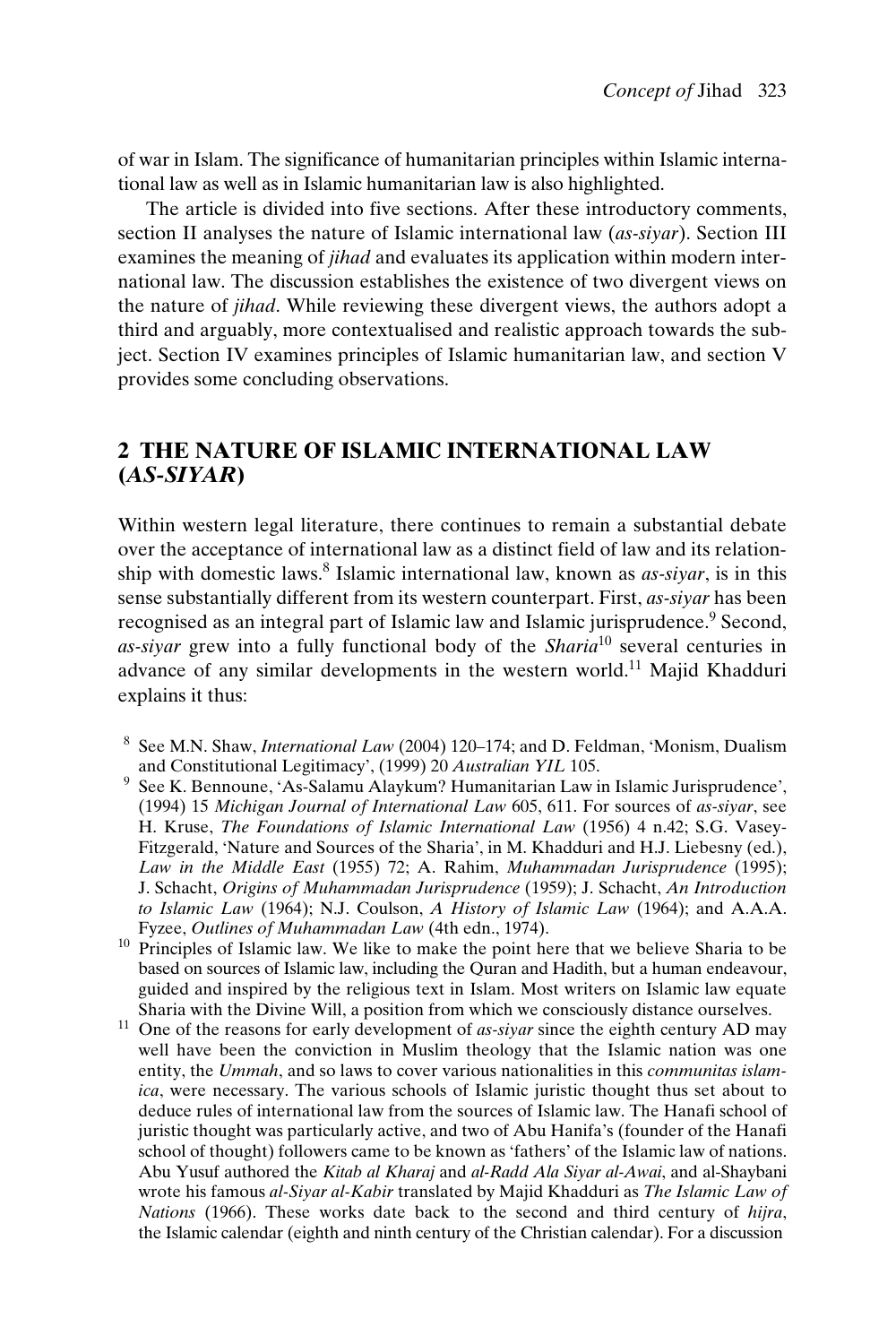of war in Islam. The significance of humanitarian principles within Islamic international law as well as in Islamic humanitarian law is also highlighted.

The article is divided into five sections. After these introductory comments, section II analyses the nature of Islamic international law (*as-siyar*). Section III examines the meaning of *jihad* and evaluates its application within modern international law. The discussion establishes the existence of two divergent views on the nature of *jihad*. While reviewing these divergent views, the authors adopt a third and arguably, more contextualised and realistic approach towards the subject. Section IV examines principles of Islamic humanitarian law, and section V provides some concluding observations.

## 2 THE NATURE OF ISLAMIC INTERNATIONAL LAW (*AS-SIYAR*)

Within western legal literature, there continues to remain a substantial debate over the acceptance of international law as a distinct field of law and its relationship with domestic laws.[8] Islamic international law, known as *as-siyar*, is in this sense substantially different from its western counterpart. First, *as-siyar* has been recognised as an integral part of Islamic law and Islamic jurisprudence.[9] Second, *as-siyar* grew into a fully functional body of the *Sharia*[10] several centuries in advance of any similar developments in the western world.[11] Majid Khadduri explains it thus:

[8] See M.N. Shaw, *International Law* (2004) 120–174; and D. Feldman, 'Monism, Dualism and Constitutional Legitimacy', (1999) 20 *Australian YIL* 105.

[9] See K. Bennoune, 'As-Salamu Alaykum? Humanitarian Law in Islamic Jurisprudence', (1994) 15 *Michigan Journal of International Law* 605, 611. For sources of *as-siyar*, see H. Kruse, *The Foundations of Islamic International Law* (1956) 4 n.42; S.G. Vasey-Fitzgerald, 'Nature and Sources of the Sharia', in M. Khadduri and H.J. Liebesny (ed.), *Law in the Middle East* (1955) 72; A. Rahim, *Muhammadan Jurisprudence* (1995); J. Schacht, *Origins of Muhammadan Jurisprudence* (1959); J. Schacht, *An Introduction to Islamic Law* (1964); N.J. Coulson, *A History of Islamic Law* (1964); and A.A.A. Fyzee, *Outlines of Muhammadan Law* (4th edn., 1974).

[10] Principles of Islamic law. We like to make the point here that we believe Sharia to be based on sources of Islamic law, including the Quran and Hadith, but a human endeavour, guided and inspired by the religious text in Islam. Most writers on Islamic law equate Sharia with the Divine Will, a position from which we consciously distance ourselves.

[11] One of the reasons for early development of *as-siyar* since the eighth century AD may well have been the conviction in Muslim theology that the Islamic nation was one entity, the *Ummah*, and so laws to cover various nationalities in this *communitas islamica*, were necessary. The various schools of Islamic juristic thought thus set about to deduce rules of international law from the sources of Islamic law. The Hanafi school of juristic thought was particularly active, and two of Abu Hanifa's (founder of the Hanafi school of thought) followers came to be known as 'fathers' of the Islamic law of nations. Abu Yusuf authored the *Kitab al Kharaj* and *al-Radd Ala Siyar al-Awai*, and al-Shaybani wrote his famous *al-Siyar al-Kabir* translated by Majid Khadduri as *The Islamic Law of Nations* (1966). These works date back to the second and third century of *hijra*, the Islamic calendar (eighth and ninth century of the Christian calendar). For a discussion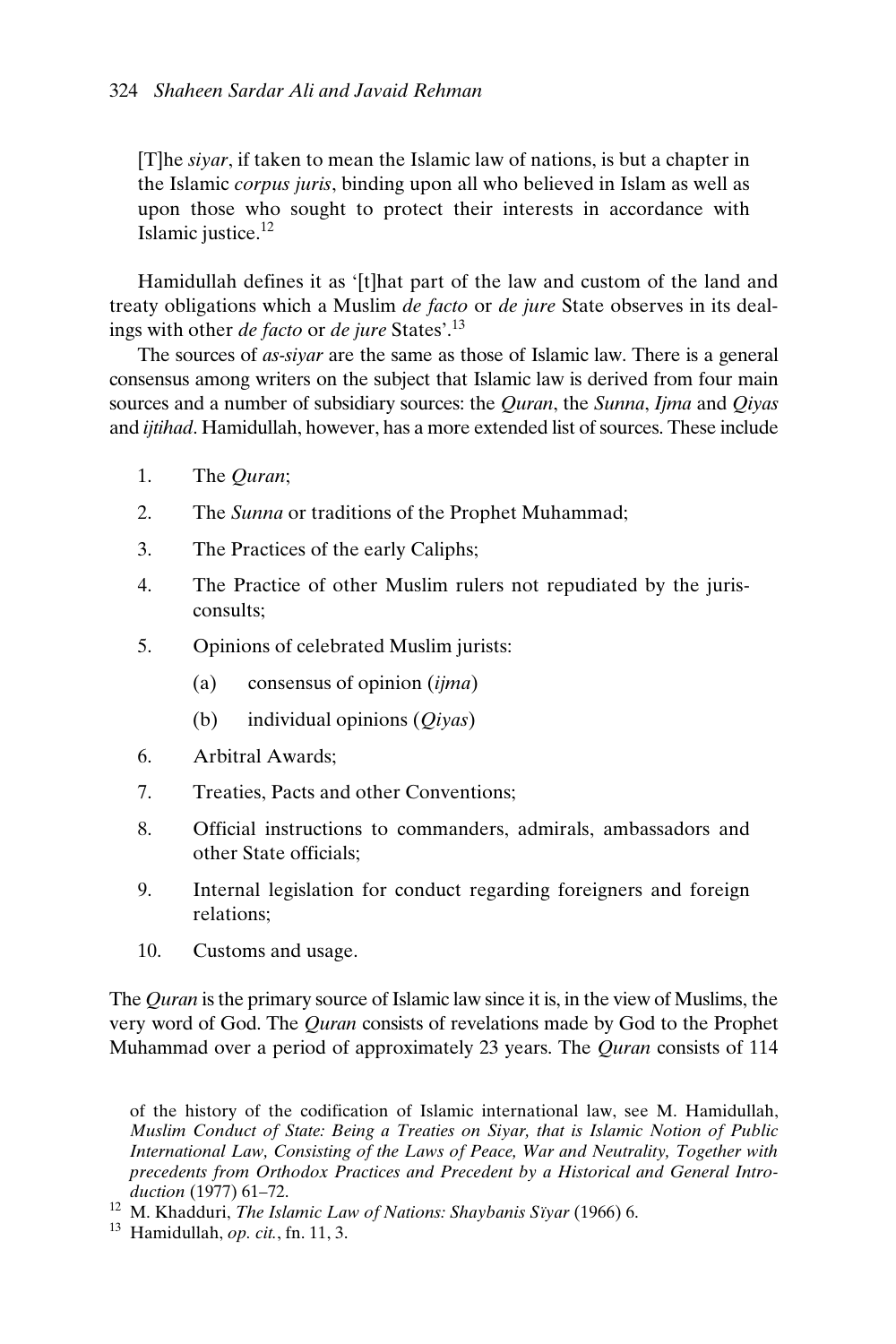[T]he *siyar*, if taken to mean the Islamic law of nations, is but a chapter in the Islamic *corpus juris*, binding upon all who believed in Islam as well as upon those who sought to protect their interests in accordance with Islamic justice.[12]

Hamidullah defines it as '[t]hat part of the law and custom of the land and treaty obligations which a Muslim *de facto* or *de jure* State observes in its dealings with other *de facto* or *de jure* States'.[13]

The sources of *as-siyar* are the same as those of Islamic law. There is a general consensus among writers on the subject that Islamic law is derived from four main sources and a number of subsidiary sources: the *Quran*, the *Sunna*, *Ijma* and *Qiyas* and *ijtihad*. Hamidullah, however, has a more extended list of sources. These include

1. The *Quran*;
2. The *Sunna* or traditions of the Prophet Muhammad;
3. The Practices of the early Caliphs;
4. The Practice of other Muslim rulers not repudiated by the jurisconsults;
5. Opinions of celebrated Muslim jurists:
   (a) consensus of opinion (*ijma*)
   (b) individual opinions (*Qiyas*)
6. Arbitral Awards;
7. Treaties, Pacts and other Conventions;
8. Official instructions to commanders, admirals, ambassadors and other State officials;
9. Internal legislation for conduct regarding foreigners and foreign relations;
10. Customs and usage.

The *Quran* is the primary source of Islamic law since it is, in the view of Muslims, the very word of God. The *Quran* consists of revelations made by God to the Prophet Muhammad over a period of approximately 23 years. The *Quran* consists of 114

of the history of the codification of Islamic international law, see M. Hamidullah, *Muslim Conduct of State: Being a Treaties on Siyar, that is Islamic Notion of Public International Law, Consisting of the Laws of Peace, War and Neutrality, Together with precedents from Orthodox Practices and Precedent by a Historical and General Introduction* (1977) 61–72.

[12] M. Khadduri, *The Islamic Law of Nations: Shaybanis Sïyar* (1966) 6.

[13] Hamidullah, *op. cit.*, fn. 11, 3.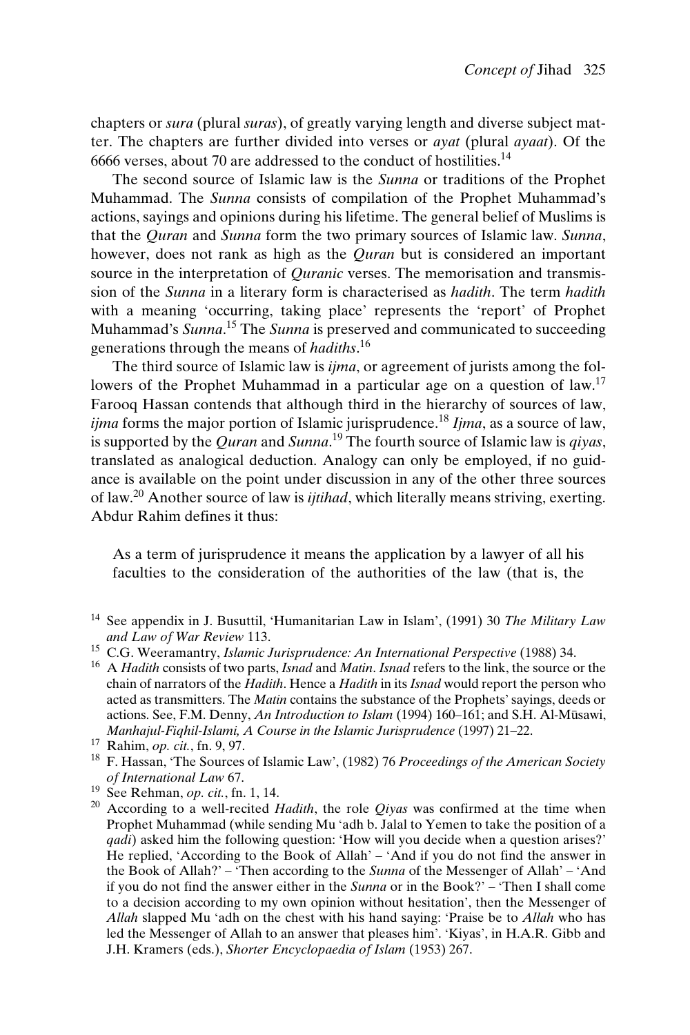chapters or *sura* (plural *suras*), of greatly varying length and diverse subject matter. The chapters are further divided into verses or *ayat* (plural *ayaat*). Of the 6666 verses, about 70 are addressed to the conduct of hostilities.[14]

The second source of Islamic law is the *Sunna* or traditions of the Prophet Muhammad. The *Sunna* consists of compilation of the Prophet Muhammad's actions, sayings and opinions during his lifetime. The general belief of Muslims is that the *Quran* and *Sunna* form the two primary sources of Islamic law. *Sunna*, however, does not rank as high as the *Quran* but is considered an important source in the interpretation of *Quranic* verses. The memorisation and transmission of the *Sunna* in a literary form is characterised as *hadith*. The term *hadith* with a meaning 'occurring, taking place' represents the 'report' of Prophet Muhammad's *Sunna*.[15] The *Sunna* is preserved and communicated to succeeding generations through the means of *hadiths*.[16]

The third source of Islamic law is *ijma*, or agreement of jurists among the followers of the Prophet Muhammad in a particular age on a question of law.[17] Farooq Hassan contends that although third in the hierarchy of sources of law, *ijma* forms the major portion of Islamic jurisprudence.[18] *Ijma*, as a source of law, is supported by the *Quran* and *Sunna*.[19] The fourth source of Islamic law is *qiyas*, translated as analogical deduction. Analogy can only be employed, if no guidance is available on the point under discussion in any of the other three sources of law.[20] Another source of law is *ijtihad*, which literally means striving, exerting. Abdur Rahim defines it thus:

> As a term of jurisprudence it means the application by a lawyer of all his faculties to the consideration of the authorities of the law (that is, the

---

[14] See appendix in J. Busuttil, 'Humanitarian Law in Islam', (1991) 30 *The Military Law and Law of War Review* 113.

[15] C.G. Weeramantry, *Islamic Jurisprudence: An International Perspective* (1988) 34.

[16] A *Hadith* consists of two parts, *Isnad* and *Matin*. *Isnad* refers to the link, the source or the chain of narrators of the *Hadith*. Hence a *Hadith* in its *Isnad* would report the person who acted as transmitters. The *Matin* contains the substance of the Prophets' sayings, deeds or actions. See, F.M. Denny, *An Introduction to Islam* (1994) 160–161; and S.H. Al-Mūsawi, *Manhajul-Fiqhil-Islami, A Course in the Islamic Jurisprudence* (1997) 21–22.

[17] Rahim, *op. cit.*, fn. 9, 97.

[18] F. Hassan, 'The Sources of Islamic Law', (1982) 76 *Proceedings of the American Society of International Law* 67.

[19] See Rehman, *op. cit.*, fn. 1, 14.

[20] According to a well-recited *Hadith*, the role *Qiyas* was confirmed at the time when Prophet Muhammad (while sending Mu 'adh b. Jalal to Yemen to take the position of a *qadi*) asked him the following question: 'How will you decide when a question arises?' He replied, 'According to the Book of Allah' – 'And if you do not find the answer in the Book of Allah?' – 'Then according to the *Sunna* of the Messenger of Allah' – 'And if you do not find the answer either in the *Sunna* or in the Book?' – 'Then I shall come to a decision according to my own opinion without hesitation', then the Messenger of *Allah* slapped Mu 'adh on the chest with his hand saying: 'Praise be to *Allah* who has led the Messenger of Allah to an answer that pleases him'. 'Kiyas', in H.A.R. Gibb and J.H. Kramers (eds.), *Shorter Encyclopaedia of Islam* (1953) 267.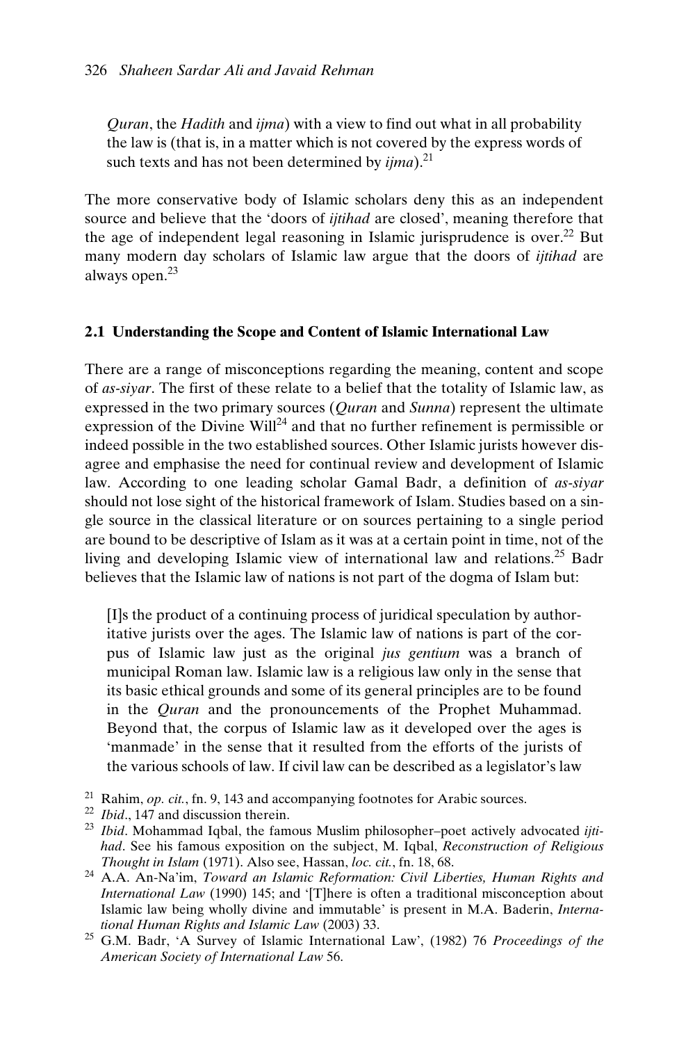> *Quran*, the *Hadith* and *ijma*) with a view to find out what in all probability the law is (that is, in a matter which is not covered by the express words of such texts and has not been determined by *ijma*).[21]

The more conservative body of Islamic scholars deny this as an independent source and believe that the 'doors of *ijtihad* are closed', meaning therefore that the age of independent legal reasoning in Islamic jurisprudence is over.[22] But many modern day scholars of Islamic law argue that the doors of *ijtihad* are always open.[23]

### 2.1 Understanding the Scope and Content of Islamic International Law

There are a range of misconceptions regarding the meaning, content and scope of *as-siyar*. The first of these relate to a belief that the totality of Islamic law, as expressed in the two primary sources (*Quran* and *Sunna*) represent the ultimate expression of the Divine Will[24] and that no further refinement is permissible or indeed possible in the two established sources. Other Islamic jurists however disagree and emphasise the need for continual review and development of Islamic law. According to one leading scholar Gamal Badr, a definition of *as-siyar* should not lose sight of the historical framework of Islam. Studies based on a single source in the classical literature or on sources pertaining to a single period are bound to be descriptive of Islam as it was at a certain point in time, not of the living and developing Islamic view of international law and relations.[25] Badr believes that the Islamic law of nations is not part of the dogma of Islam but:

> [I]s the product of a continuing process of juridical speculation by authoritative jurists over the ages. The Islamic law of nations is part of the corpus of Islamic law just as the original *jus gentium* was a branch of municipal Roman law. Islamic law is a religious law only in the sense that its basic ethical grounds and some of its general principles are to be found in the *Quran* and the pronouncements of the Prophet Muhammad. Beyond that, the corpus of Islamic law as it developed over the ages is 'manmade' in the sense that it resulted from the efforts of the jurists of the various schools of law. If civil law can be described as a legislator's law

---

[21] Rahim, *op. cit.*, fn. 9, 143 and accompanying footnotes for Arabic sources.

[22] *Ibid*., 147 and discussion therein.

[23] *Ibid*. Mohammad Iqbal, the famous Muslim philosopher–poet actively advocated *ijtihad*. See his famous exposition on the subject, M. Iqbal, *Reconstruction of Religious Thought in Islam* (1971). Also see, Hassan, *loc. cit.*, fn. 18, 68.

[24] A.A. An-Na'im, *Toward an Islamic Reformation: Civil Liberties, Human Rights and International Law* (1990) 145; and '[T]here is often a traditional misconception about Islamic law being wholly divine and immutable' is present in M.A. Baderin, *International Human Rights and Islamic Law* (2003) 33.

[25] G.M. Badr, 'A Survey of Islamic International Law', (1982) 76 *Proceedings of the American Society of International Law* 56.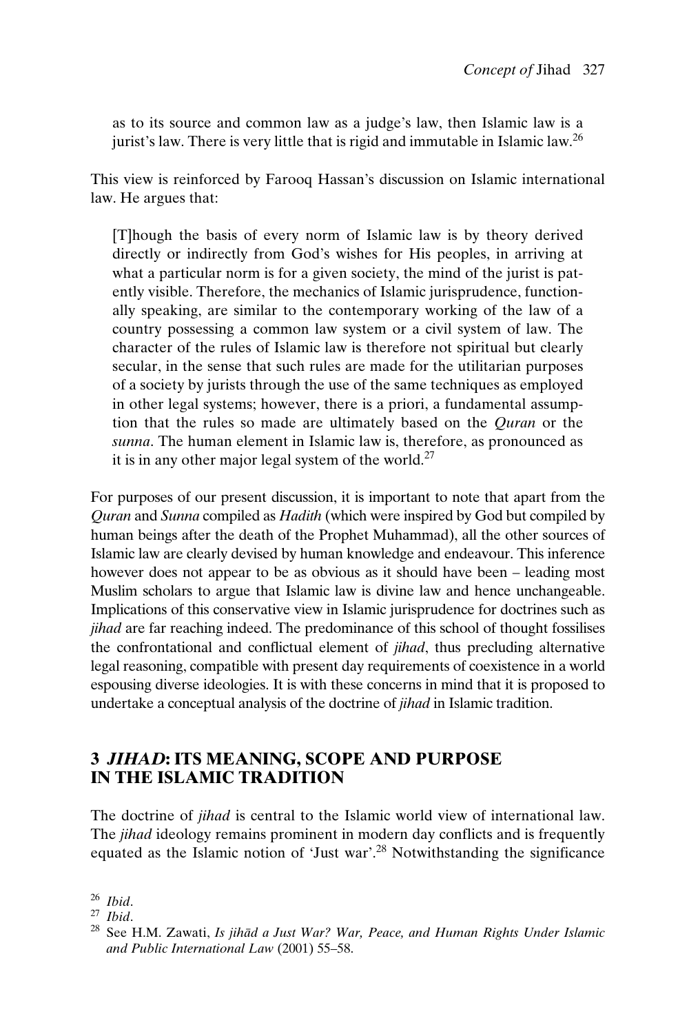as to its source and common law as a judge's law, then Islamic law is a jurist's law. There is very little that is rigid and immutable in Islamic law.[26]

This view is reinforced by Farooq Hassan's discussion on Islamic international law. He argues that:

> [T]hough the basis of every norm of Islamic law is by theory derived directly or indirectly from God's wishes for His peoples, in arriving at what a particular norm is for a given society, the mind of the jurist is patently visible. Therefore, the mechanics of Islamic jurisprudence, functionally speaking, are similar to the contemporary working of the law of a country possessing a common law system or a civil system of law. The character of the rules of Islamic law is therefore not spiritual but clearly secular, in the sense that such rules are made for the utilitarian purposes of a society by jurists through the use of the same techniques as employed in other legal systems; however, there is a priori, a fundamental assumption that the rules so made are ultimately based on the *Quran* or the *sunna*. The human element in Islamic law is, therefore, as pronounced as it is in any other major legal system of the world.[27]

For purposes of our present discussion, it is important to note that apart from the *Quran* and *Sunna* compiled as *Hadith* (which were inspired by God but compiled by human beings after the death of the Prophet Muhammad), all the other sources of Islamic law are clearly devised by human knowledge and endeavour. This inference however does not appear to be as obvious as it should have been – leading most Muslim scholars to argue that Islamic law is divine law and hence unchangeable. Implications of this conservative view in Islamic jurisprudence for doctrines such as *jihad* are far reaching indeed. The predominance of this school of thought fossilises the confrontational and conflictual element of *jihad*, thus precluding alternative legal reasoning, compatible with present day requirements of coexistence in a world espousing diverse ideologies. It is with these concerns in mind that it is proposed to undertake a conceptual analysis of the doctrine of *jihad* in Islamic tradition.

## 3 *JIHAD*: ITS MEANING, SCOPE AND PURPOSE IN THE ISLAMIC TRADITION

The doctrine of *jihad* is central to the Islamic world view of international law. The *jihad* ideology remains prominent in modern day conflicts and is frequently equated as the Islamic notion of 'Just war'.[28] Notwithstanding the significance

[26] *Ibid*.

[27] *Ibid*.

[28] See H.M. Zawati, *Is jihād a Just War? War, Peace, and Human Rights Under Islamic and Public International Law* (2001) 55–58.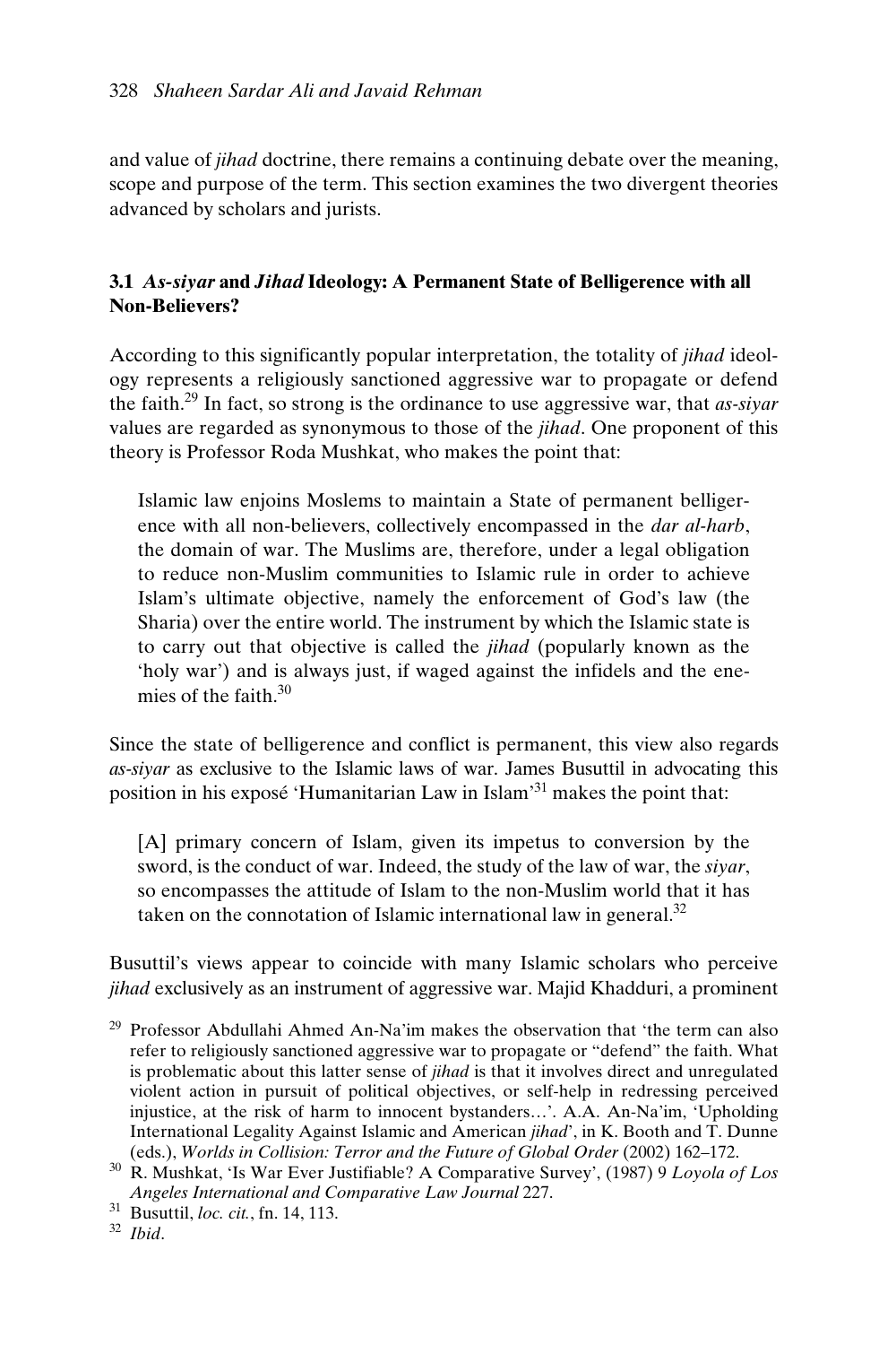and value of *jihad* doctrine, there remains a continuing debate over the meaning, scope and purpose of the term. This section examines the two divergent theories advanced by scholars and jurists.

### 3.1 *As-siyar* and *Jihad* Ideology: A Permanent State of Belligerence with all Non-Believers?

According to this significantly popular interpretation, the totality of *jihad* ideology represents a religiously sanctioned aggressive war to propagate or defend the faith.[29] In fact, so strong is the ordinance to use aggressive war, that *as-siyar* values are regarded as synonymous to those of the *jihad*. One proponent of this theory is Professor Roda Mushkat, who makes the point that:

> Islamic law enjoins Moslems to maintain a State of permanent belligerence with all non-believers, collectively encompassed in the *dar al-harb*, the domain of war. The Muslims are, therefore, under a legal obligation to reduce non-Muslim communities to Islamic rule in order to achieve Islam's ultimate objective, namely the enforcement of God's law (the Sharia) over the entire world. The instrument by which the Islamic state is to carry out that objective is called the *jihad* (popularly known as the 'holy war') and is always just, if waged against the infidels and the enemies of the faith.[30]

Since the state of belligerence and conflict is permanent, this view also regards *as-siyar* as exclusive to the Islamic laws of war. James Busuttil in advocating this position in his exposé 'Humanitarian Law in Islam'[31] makes the point that:

> [A] primary concern of Islam, given its impetus to conversion by the sword, is the conduct of war. Indeed, the study of the law of war, the *siyar*, so encompasses the attitude of Islam to the non-Muslim world that it has taken on the connotation of Islamic international law in general.[32]

Busuttil's views appear to coincide with many Islamic scholars who perceive *jihad* exclusively as an instrument of aggressive war. Majid Khadduri, a prominent

[29] Professor Abdullahi Ahmed An-Na'im makes the observation that 'the term can also refer to religiously sanctioned aggressive war to propagate or "defend" the faith. What is problematic about this latter sense of *jihad* is that it involves direct and unregulated violent action in pursuit of political objectives, or self-help in redressing perceived injustice, at the risk of harm to innocent bystanders…'. A.A. An-Na'im, 'Upholding International Legality Against Islamic and American *jihad*', in K. Booth and T. Dunne (eds.), *Worlds in Collision: Terror and the Future of Global Order* (2002) 162–172.

[30] R. Mushkat, 'Is War Ever Justifiable? A Comparative Survey', (1987) 9 *Loyola of Los Angeles International and Comparative Law Journal* 227.

[31] Busuttil, *loc. cit.*, fn. 14, 113.

[32] *Ibid*.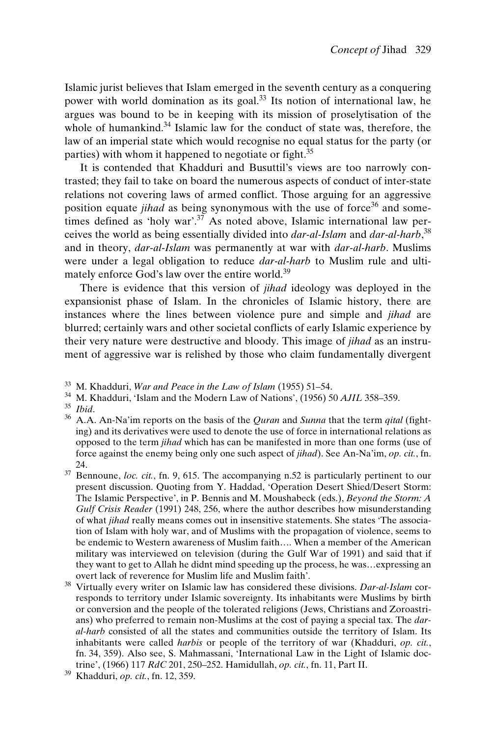Islamic jurist believes that Islam emerged in the seventh century as a conquering power with world domination as its goal.[33] Its notion of international law, he argues was bound to be in keeping with its mission of proselytisation of the whole of humankind.[34] Islamic law for the conduct of state was, therefore, the law of an imperial state which would recognise no equal status for the party (or parties) with whom it happened to negotiate or fight.[35]

It is contended that Khadduri and Busuttil's views are too narrowly contrasted; they fail to take on board the numerous aspects of conduct of inter-state relations not covering laws of armed conflict. Those arguing for an aggressive position equate *jihad* as being synonymous with the use of force[36] and sometimes defined as 'holy war'.[37] As noted above, Islamic international law perceives the world as being essentially divided into *dar-al-Islam* and *dar-al-harb*,[38] and in theory, *dar-al-Islam* was permanently at war with *dar-al-harb*. Muslims were under a legal obligation to reduce *dar-al-harb* to Muslim rule and ultimately enforce God's law over the entire world.[39]

There is evidence that this version of *jihad* ideology was deployed in the expansionist phase of Islam. In the chronicles of Islamic history, there are instances where the lines between violence pure and simple and *jihad* are blurred; certainly wars and other societal conflicts of early Islamic experience by their very nature were destructive and bloody. This image of *jihad* as an instrument of aggressive war is relished by those who claim fundamentally divergent

---

[33] M. Khadduri, *War and Peace in the Law of Islam* (1955) 51–54.

[34] M. Khadduri, 'Islam and the Modern Law of Nations', (1956) 50 *AJIL* 358–359.

[35] *Ibid*.

[36] A.A. An-Na'im reports on the basis of the *Quran* and *Sunna* that the term *qital* (fighting) and its derivatives were used to denote the use of force in international relations as opposed to the term *jihad* which has can be manifested in more than one forms (use of force against the enemy being only one such aspect of *jihad*). See An-Na'im, *op. cit.*, fn. 24.

[37] Bennoune, *loc. cit.*, fn. 9, 615. The accompanying n.52 is particularly pertinent to our present discussion. Quoting from Y. Haddad, 'Operation Desert Shied/Desert Storm: The Islamic Perspective', in P. Bennis and M. Moushabeck (eds.), *Beyond the Storm: A Gulf Crisis Reader* (1991) 248, 256, where the author describes how misunderstanding of what *jihad* really means comes out in insensitive statements. She states 'The association of Islam with holy war, and of Muslims with the propagation of violence, seems to be endemic to Western awareness of Muslim faith…. When a member of the American military was interviewed on television (during the Gulf War of 1991) and said that if they want to get to Allah he didnt mind speeding up the process, he was…expressing an overt lack of reverence for Muslim life and Muslim faith'.

[38] Virtually every writer on Islamic law has considered these divisions. *Dar-al-Islam* corresponds to territory under Islamic sovereignty. Its inhabitants were Muslims by birth or conversion and the people of the tolerated religions (Jews, Christians and Zoroastrians) who preferred to remain non-Muslims at the cost of paying a special tax. The *dar-al-harb* consisted of all the states and communities outside the territory of Islam. Its inhabitants were called *harbis* or people of the territory of war (Khadduri, *op. cit.*, fn. 34, 359). Also see, S. Mahmassani, 'International Law in the Light of Islamic doctrine', (1966) 117 *RdC* 201, 250–252. Hamidullah, *op. cit.*, fn. 11, Part II.

[39] Khadduri, *op. cit.*, fn. 12, 359.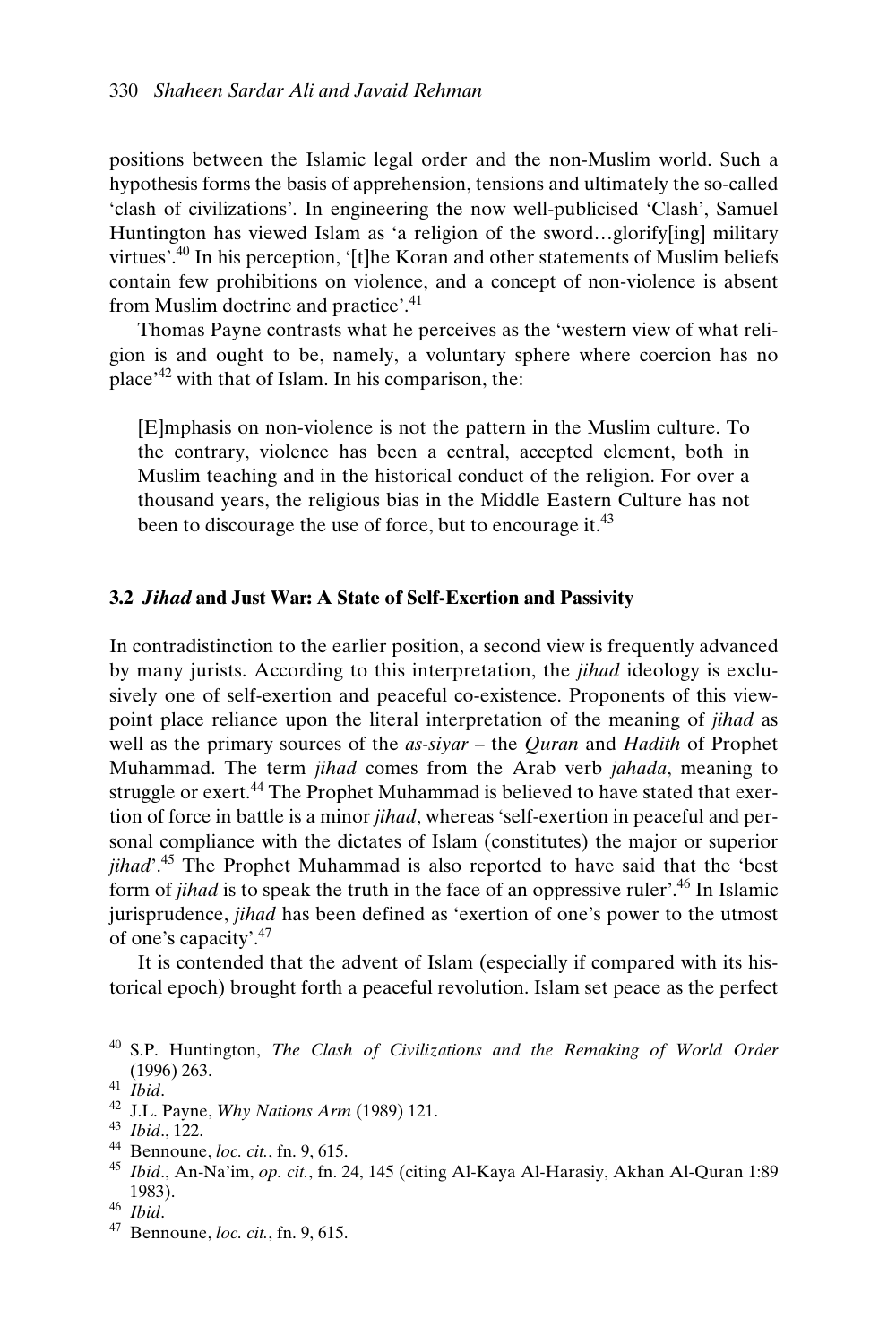positions between the Islamic legal order and the non-Muslim world. Such a hypothesis forms the basis of apprehension, tensions and ultimately the so-called 'clash of civilizations'. In engineering the now well-publicised 'Clash', Samuel Huntington has viewed Islam as 'a religion of the sword…glorify[ing] military virtues'.[40] In his perception, '[t]he Koran and other statements of Muslim beliefs contain few prohibitions on violence, and a concept of non-violence is absent from Muslim doctrine and practice'.[41]

Thomas Payne contrasts what he perceives as the 'western view of what religion is and ought to be, namely, a voluntary sphere where coercion has no place'[42] with that of Islam. In his comparison, the:

> [E]mphasis on non-violence is not the pattern in the Muslim culture. To the contrary, violence has been a central, accepted element, both in Muslim teaching and in the historical conduct of the religion. For over a thousand years, the religious bias in the Middle Eastern Culture has not been to discourage the use of force, but to encourage it.[43]

### 3.2 *Jihad* and Just War: A State of Self-Exertion and Passivity

In contradistinction to the earlier position, a second view is frequently advanced by many jurists. According to this interpretation, the *jihad* ideology is exclusively one of self-exertion and peaceful co-existence. Proponents of this viewpoint place reliance upon the literal interpretation of the meaning of *jihad* as well as the primary sources of the *as-siyar* – the *Quran* and *Hadith* of Prophet Muhammad. The term *jihad* comes from the Arab verb *jahada*, meaning to struggle or exert.[44] The Prophet Muhammad is believed to have stated that exertion of force in battle is a minor *jihad*, whereas 'self-exertion in peaceful and personal compliance with the dictates of Islam (constitutes) the major or superior *jihad*'.[45] The Prophet Muhammad is also reported to have said that the 'best form of *jihad* is to speak the truth in the face of an oppressive ruler'.[46] In Islamic jurisprudence, *jihad* has been defined as 'exertion of one's power to the utmost of one's capacity'.[47]

It is contended that the advent of Islam (especially if compared with its historical epoch) brought forth a peaceful revolution. Islam set peace as the perfect

[40] S.P. Huntington, *The Clash of Civilizations and the Remaking of World Order* (1996) 263.

[41] *Ibid*.

[42] J.L. Payne, *Why Nations Arm* (1989) 121.

[43] *Ibid*., 122.

[44] Bennoune, *loc. cit.*, fn. 9, 615.

[45] *Ibid*., An-Na'im, *op. cit.*, fn. 24, 145 (citing Al-Kaya Al-Harasiy, Akhan Al-Quran 1:89 1983).

[46] *Ibid*.

[47] Bennoune, *loc. cit.*, fn. 9, 615.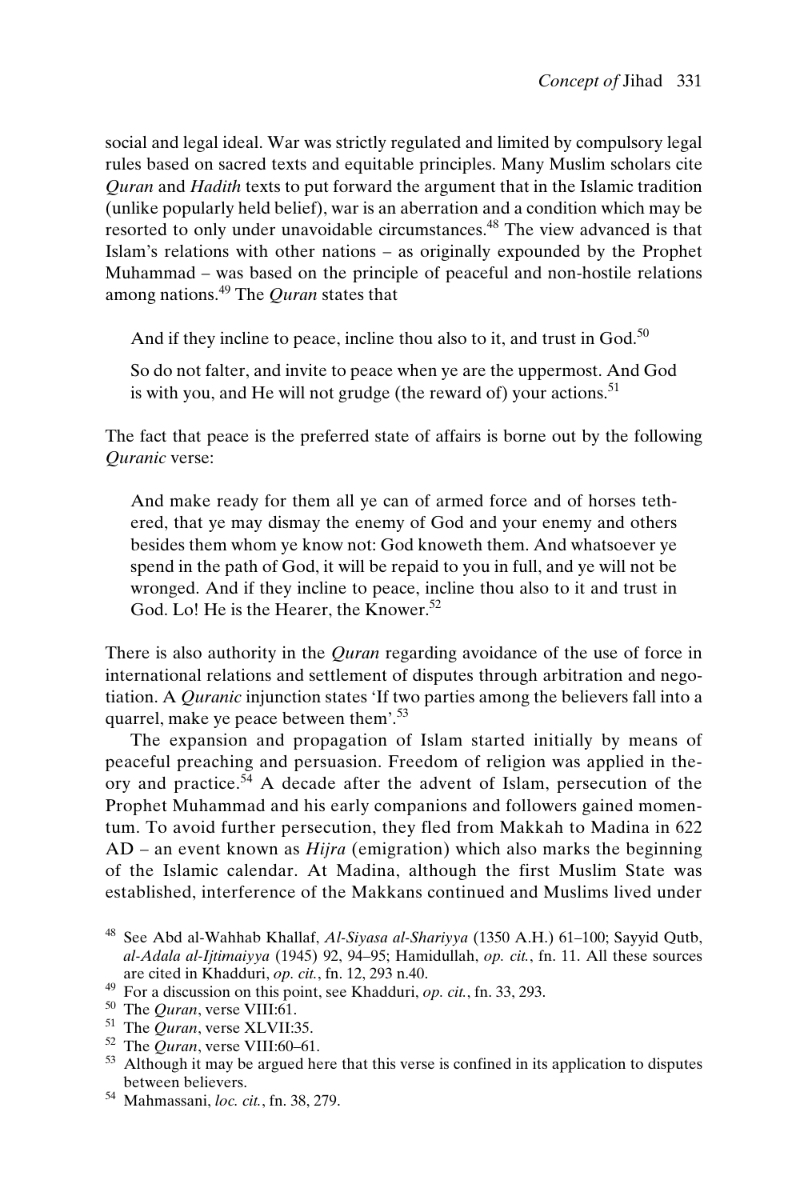social and legal ideal. War was strictly regulated and limited by compulsory legal rules based on sacred texts and equitable principles. Many Muslim scholars cite *Quran* and *Hadith* texts to put forward the argument that in the Islamic tradition (unlike popularly held belief), war is an aberration and a condition which may be resorted to only under unavoidable circumstances.[48] The view advanced is that Islam's relations with other nations – as originally expounded by the Prophet Muhammad – was based on the principle of peaceful and non-hostile relations among nations.[49] The *Quran* states that

> And if they incline to peace, incline thou also to it, and trust in God.[50]
>
> So do not falter, and invite to peace when ye are the uppermost. And God is with you, and He will not grudge (the reward of) your actions.[51]

The fact that peace is the preferred state of affairs is borne out by the following *Quranic* verse:

> And make ready for them all ye can of armed force and of horses tethered, that ye may dismay the enemy of God and your enemy and others besides them whom ye know not: God knoweth them. And whatsoever ye spend in the path of God, it will be repaid to you in full, and ye will not be wronged. And if they incline to peace, incline thou also to it and trust in God. Lo! He is the Hearer, the Knower.[52]

There is also authority in the *Quran* regarding avoidance of the use of force in international relations and settlement of disputes through arbitration and negotiation. A *Quranic* injunction states 'If two parties among the believers fall into a quarrel, make ye peace between them'.[53]

The expansion and propagation of Islam started initially by means of peaceful preaching and persuasion. Freedom of religion was applied in theory and practice.[54] A decade after the advent of Islam, persecution of the Prophet Muhammad and his early companions and followers gained momentum. To avoid further persecution, they fled from Makkah to Madina in 622 AD – an event known as *Hijra* (emigration) which also marks the beginning of the Islamic calendar. At Madina, although the first Muslim State was established, interference of the Makkans continued and Muslims lived under

---

[48] See Abd al-Wahhab Khallaf, *Al-Siyasa al-Shariyya* (1350 A.H.) 61–100; Sayyid Qutb, *al-Adala al-Ijtimaiyya* (1945) 92, 94–95; Hamidullah, *op. cit.*, fn. 11. All these sources are cited in Khadduri, *op. cit.*, fn. 12, 293 n.40.

[49] For a discussion on this point, see Khadduri, *op. cit.*, fn. 33, 293.

[50] The *Quran*, verse VIII:61.

[51] The *Quran*, verse XLVII:35.

[52] The *Quran*, verse VIII:60–61.

[53] Although it may be argued here that this verse is confined in its application to disputes between believers.

[54] Mahmassani, *loc. cit.*, fn. 38, 279.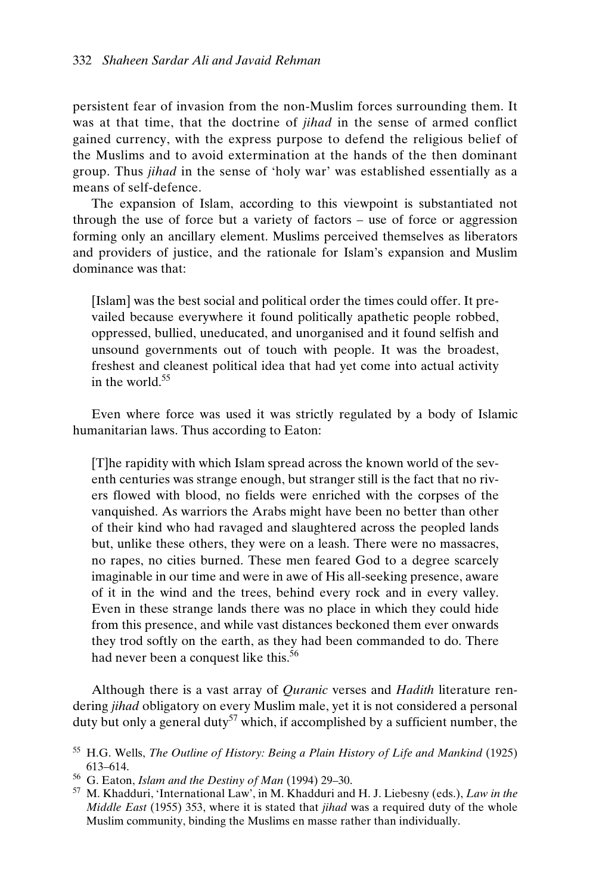persistent fear of invasion from the non-Muslim forces surrounding them. It was at that time, that the doctrine of *jihad* in the sense of armed conflict gained currency, with the express purpose to defend the religious belief of the Muslims and to avoid extermination at the hands of the then dominant group. Thus *jihad* in the sense of 'holy war' was established essentially as a means of self-defence.

The expansion of Islam, according to this viewpoint is substantiated not through the use of force but a variety of factors – use of force or aggression forming only an ancillary element. Muslims perceived themselves as liberators and providers of justice, and the rationale for Islam's expansion and Muslim dominance was that:

> [Islam] was the best social and political order the times could offer. It prevailed because everywhere it found politically apathetic people robbed, oppressed, bullied, uneducated, and unorganised and it found selfish and unsound governments out of touch with people. It was the broadest, freshest and cleanest political idea that had yet come into actual activity in the world.[55]

Even where force was used it was strictly regulated by a body of Islamic humanitarian laws. Thus according to Eaton:

> [T]he rapidity with which Islam spread across the known world of the seventh centuries was strange enough, but stranger still is the fact that no rivers flowed with blood, no fields were enriched with the corpses of the vanquished. As warriors the Arabs might have been no better than other of their kind who had ravaged and slaughtered across the peopled lands but, unlike these others, they were on a leash. There were no massacres, no rapes, no cities burned. These men feared God to a degree scarcely imaginable in our time and were in awe of His all-seeking presence, aware of it in the wind and the trees, behind every rock and in every valley. Even in these strange lands there was no place in which they could hide from this presence, and while vast distances beckoned them ever onwards they trod softly on the earth, as they had been commanded to do. There had never been a conquest like this.[56]

Although there is a vast array of *Quranic* verses and *Hadith* literature rendering *jihad* obligatory on every Muslim male, yet it is not considered a personal duty but only a general duty[57] which, if accomplished by a sufficient number, the

[55] H.G. Wells, *The Outline of History: Being a Plain History of Life and Mankind* (1925) 613–614.

[56] G. Eaton, *Islam and the Destiny of Man* (1994) 29–30.

[57] M. Khadduri, 'International Law', in M. Khadduri and H. J. Liebesny (eds.), *Law in the Middle East* (1955) 353, where it is stated that *jihad* was a required duty of the whole Muslim community, binding the Muslims en masse rather than individually.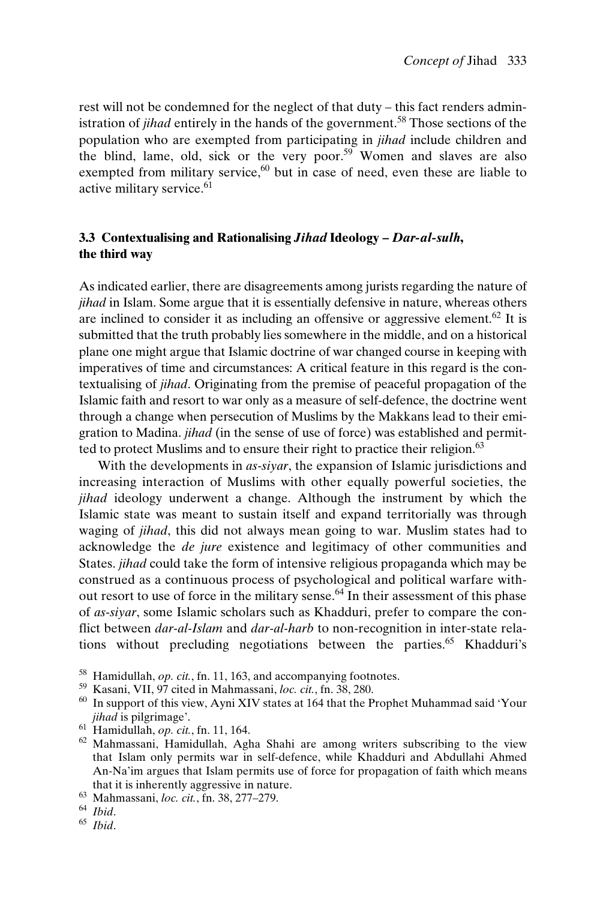rest will not be condemned for the neglect of that duty – this fact renders administration of *jihad* entirely in the hands of the government.[58] Those sections of the population who are exempted from participating in *jihad* include children and the blind, lame, old, sick or the very poor.[59] Women and slaves are also exempted from military service,[60] but in case of need, even these are liable to active military service.[61]

### 3.3 Contextualising and Rationalising *Jihad* Ideology – *Dar-al-sulh*, the third way

As indicated earlier, there are disagreements among jurists regarding the nature of *jihad* in Islam. Some argue that it is essentially defensive in nature, whereas others are inclined to consider it as including an offensive or aggressive element.[62] It is submitted that the truth probably lies somewhere in the middle, and on a historical plane one might argue that Islamic doctrine of war changed course in keeping with imperatives of time and circumstances: A critical feature in this regard is the contextualising of *jihad*. Originating from the premise of peaceful propagation of the Islamic faith and resort to war only as a measure of self-defence, the doctrine went through a change when persecution of Muslims by the Makkans lead to their emigration to Madina. *jihad* (in the sense of use of force) was established and permitted to protect Muslims and to ensure their right to practice their religion.[63]

With the developments in *as-siyar*, the expansion of Islamic jurisdictions and increasing interaction of Muslims with other equally powerful societies, the *jihad* ideology underwent a change. Although the instrument by which the Islamic state was meant to sustain itself and expand territorially was through waging of *jihad*, this did not always mean going to war. Muslim states had to acknowledge the *de jure* existence and legitimacy of other communities and States. *jihad* could take the form of intensive religious propaganda which may be construed as a continuous process of psychological and political warfare without resort to use of force in the military sense.[64] In their assessment of this phase of *as-siyar*, some Islamic scholars such as Khadduri, prefer to compare the conflict between *dar-al-Islam* and *dar-al-harb* to non-recognition in inter-state relations without precluding negotiations between the parties.[65] Khadduri's

---

[58] Hamidullah, *op. cit.*, fn. 11, 163, and accompanying footnotes.

[59] Kasani, VII, 97 cited in Mahmassani, *loc. cit.*, fn. 38, 280.

[60] In support of this view, Ayni XIV states at 164 that the Prophet Muhammad said 'Your *jihad* is pilgrimage'.

[61] Hamidullah, *op. cit.*, fn. 11, 164.

[62] Mahmassani, Hamidullah, Agha Shahi are among writers subscribing to the view that Islam only permits war in self-defence, while Khadduri and Abdullahi Ahmed An-Na'im argues that Islam permits use of force for propagation of faith which means that it is inherently aggressive in nature.

[63] Mahmassani, *loc. cit.*, fn. 38, 277–279.

[64] *Ibid*.

[65] *Ibid*.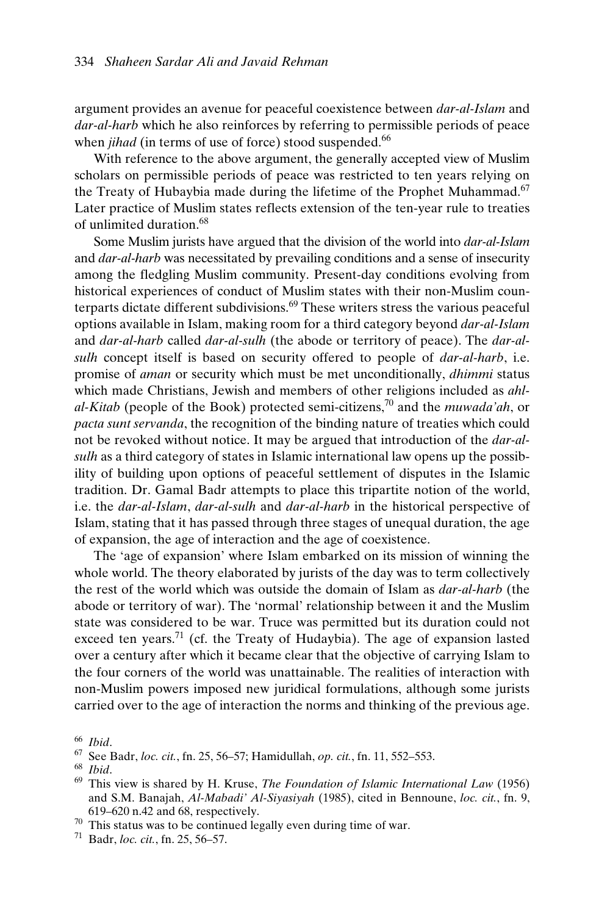argument provides an avenue for peaceful coexistence between *dar-al-Islam* and *dar-al-harb* which he also reinforces by referring to permissible periods of peace when *jihad* (in terms of use of force) stood suspended.[66]

With reference to the above argument, the generally accepted view of Muslim scholars on permissible periods of peace was restricted to ten years relying on the Treaty of Hubaybia made during the lifetime of the Prophet Muhammad.[67] Later practice of Muslim states reflects extension of the ten-year rule to treaties of unlimited duration.[68]

Some Muslim jurists have argued that the division of the world into *dar-al-Islam* and *dar-al-harb* was necessitated by prevailing conditions and a sense of insecurity among the fledgling Muslim community. Present-day conditions evolving from historical experiences of conduct of Muslim states with their non-Muslim counterparts dictate different subdivisions.[69] These writers stress the various peaceful options available in Islam, making room for a third category beyond *dar-al-Islam* and *dar-al-harb* called *dar-al-sulh* (the abode or territory of peace). The *dar-al-sulh* concept itself is based on security offered to people of *dar-al-harb*, i.e. promise of *aman* or security which must be met unconditionally, *dhimmi* status which made Christians, Jewish and members of other religions included as *ahl-al-Kitab* (people of the Book) protected semi-citizens,[70] and the *muwada'ah*, or *pacta sunt servanda*, the recognition of the binding nature of treaties which could not be revoked without notice. It may be argued that introduction of the *dar-al-sulh* as a third category of states in Islamic international law opens up the possibility of building upon options of peaceful settlement of disputes in the Islamic tradition. Dr. Gamal Badr attempts to place this tripartite notion of the world, i.e. the *dar-al-Islam*, *dar-al-sulh* and *dar-al-harb* in the historical perspective of Islam, stating that it has passed through three stages of unequal duration, the age of expansion, the age of interaction and the age of coexistence.

The 'age of expansion' where Islam embarked on its mission of winning the whole world. The theory elaborated by jurists of the day was to term collectively the rest of the world which was outside the domain of Islam as *dar-al-harb* (the abode or territory of war). The 'normal' relationship between it and the Muslim state was considered to be war. Truce was permitted but its duration could not exceed ten years.[71] (cf. the Treaty of Hudaybia). The age of expansion lasted over a century after which it became clear that the objective of carrying Islam to the four corners of the world was unattainable. The realities of interaction with non-Muslim powers imposed new juridical formulations, although some jurists carried over to the age of interaction the norms and thinking of the previous age.

[66] *Ibid*.

[67] See Badr, *loc. cit.*, fn. 25, 56–57; Hamidullah, *op. cit.*, fn. 11, 552–553.

[68] *Ibid*.

[69] This view is shared by H. Kruse, *The Foundation of Islamic International Law* (1956) and S.M. Banajah, *Al-Mabadi' Al-Siyasiyah* (1985), cited in Bennoune, *loc. cit.*, fn. 9, 619–620 n.42 and 68, respectively.

[70] This status was to be continued legally even during time of war.

[71] Badr, *loc. cit.*, fn. 25, 56–57.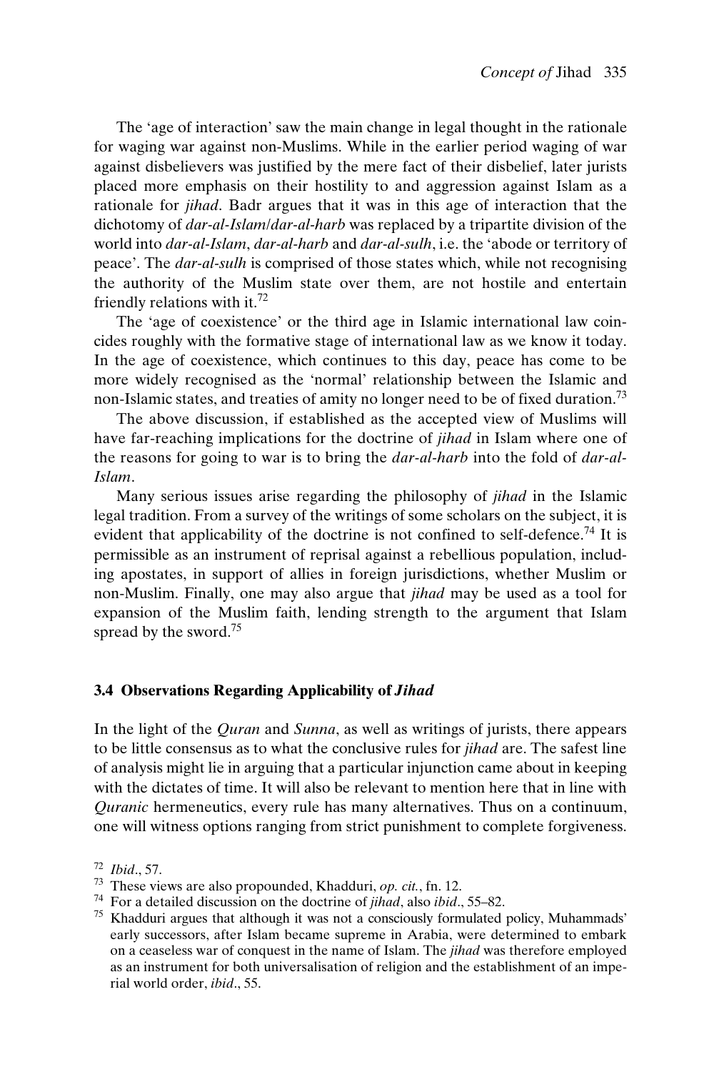The 'age of interaction' saw the main change in legal thought in the rationale for waging war against non-Muslims. While in the earlier period waging of war against disbelievers was justified by the mere fact of their disbelief, later jurists placed more emphasis on their hostility to and aggression against Islam as a rationale for *jihad*. Badr argues that it was in this age of interaction that the dichotomy of *dar-al-Islam*/*dar-al-harb* was replaced by a tripartite division of the world into *dar-al-Islam*, *dar-al-harb* and *dar-al-sulh*, i.e. the 'abode or territory of peace'. The *dar-al-sulh* is comprised of those states which, while not recognising the authority of the Muslim state over them, are not hostile and entertain friendly relations with it.[72]

The 'age of coexistence' or the third age in Islamic international law coincides roughly with the formative stage of international law as we know it today. In the age of coexistence, which continues to this day, peace has come to be more widely recognised as the 'normal' relationship between the Islamic and non-Islamic states, and treaties of amity no longer need to be of fixed duration.[73]

The above discussion, if established as the accepted view of Muslims will have far-reaching implications for the doctrine of *jihad* in Islam where one of the reasons for going to war is to bring the *dar-al-harb* into the fold of *dar-al-Islam*.

Many serious issues arise regarding the philosophy of *jihad* in the Islamic legal tradition. From a survey of the writings of some scholars on the subject, it is evident that applicability of the doctrine is not confined to self-defence.[74] It is permissible as an instrument of reprisal against a rebellious population, including apostates, in support of allies in foreign jurisdictions, whether Muslim or non-Muslim. Finally, one may also argue that *jihad* may be used as a tool for expansion of the Muslim faith, lending strength to the argument that Islam spread by the sword.[75]

### 3.4 Observations Regarding Applicability of *Jihad*

In the light of the *Quran* and *Sunna*, as well as writings of jurists, there appears to be little consensus as to what the conclusive rules for *jihad* are. The safest line of analysis might lie in arguing that a particular injunction came about in keeping with the dictates of time. It will also be relevant to mention here that in line with *Quranic* hermeneutics, every rule has many alternatives. Thus on a continuum, one will witness options ranging from strict punishment to complete forgiveness.

---

[72] *Ibid*., 57.

[73] These views are also propounded, Khadduri, *op. cit.*, fn. 12.

[74] For a detailed discussion on the doctrine of *jihad*, also *ibid*., 55–82.

[75] Khadduri argues that although it was not a consciously formulated policy, Muhammads' early successors, after Islam became supreme in Arabia, were determined to embark on a ceaseless war of conquest in the name of Islam. The *jihad* was therefore employed as an instrument for both universalisation of religion and the establishment of an imperial world order, *ibid*., 55.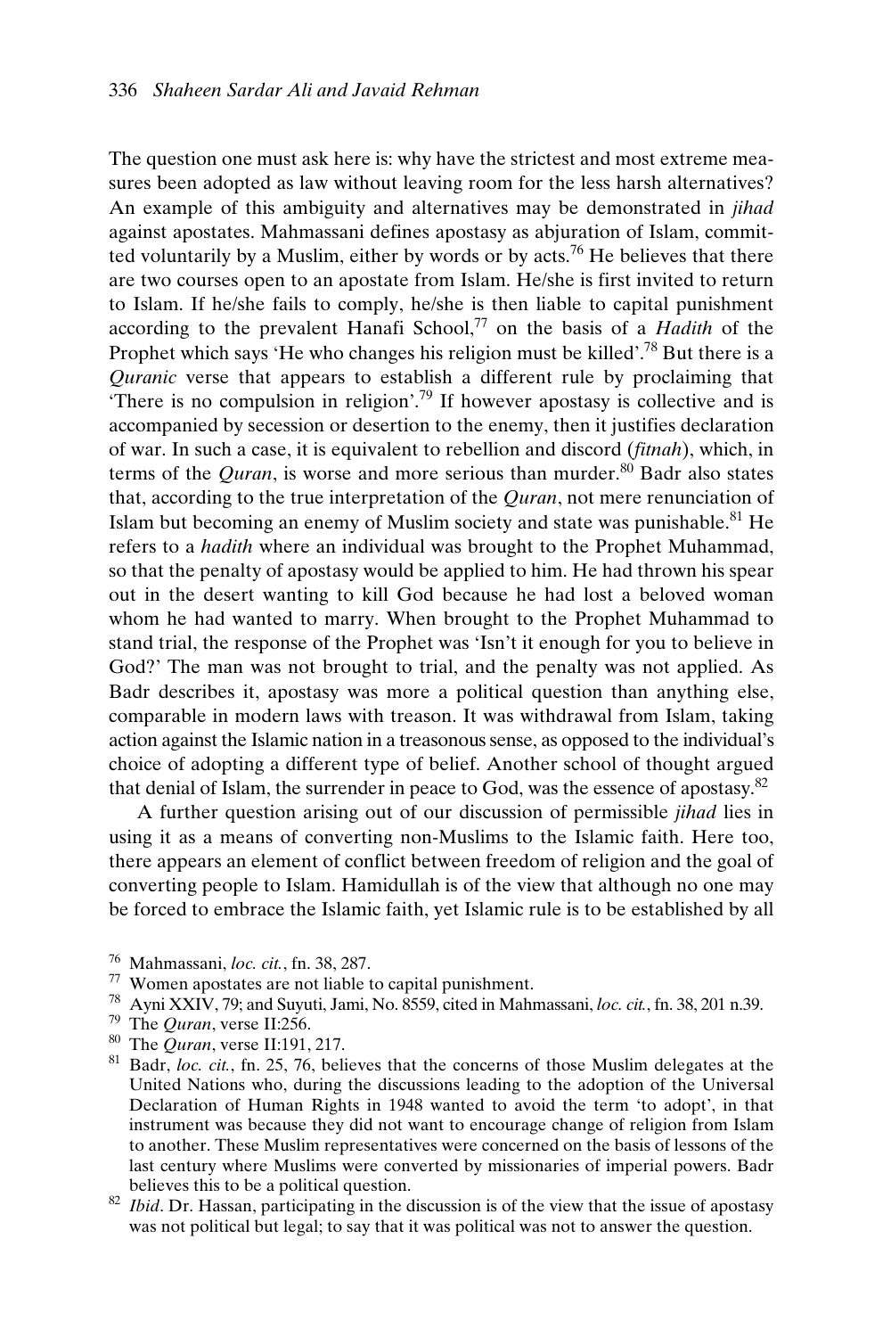The question one must ask here is: why have the strictest and most extreme measures been adopted as law without leaving room for the less harsh alternatives? An example of this ambiguity and alternatives may be demonstrated in *jihad* against apostates. Mahmassani defines apostasy as abjuration of Islam, committed voluntarily by a Muslim, either by words or by acts.[76] He believes that there are two courses open to an apostate from Islam. He/she is first invited to return to Islam. If he/she fails to comply, he/she is then liable to capital punishment according to the prevalent Hanafi School,[77] on the basis of a *Hadith* of the Prophet which says 'He who changes his religion must be killed'.[78] But there is a *Quranic* verse that appears to establish a different rule by proclaiming that 'There is no compulsion in religion'.[79] If however apostasy is collective and is accompanied by secession or desertion to the enemy, then it justifies declaration of war. In such a case, it is equivalent to rebellion and discord (*fitnah*), which, in terms of the *Quran*, is worse and more serious than murder.[80] Badr also states that, according to the true interpretation of the *Quran*, not mere renunciation of Islam but becoming an enemy of Muslim society and state was punishable.[81] He refers to a *hadith* where an individual was brought to the Prophet Muhammad, so that the penalty of apostasy would be applied to him. He had thrown his spear out in the desert wanting to kill God because he had lost a beloved woman whom he had wanted to marry. When brought to the Prophet Muhammad to stand trial, the response of the Prophet was 'Isn't it enough for you to believe in God?' The man was not brought to trial, and the penalty was not applied. As Badr describes it, apostasy was more a political question than anything else, comparable in modern laws with treason. It was withdrawal from Islam, taking action against the Islamic nation in a treasonous sense, as opposed to the individual's choice of adopting a different type of belief. Another school of thought argued that denial of Islam, the surrender in peace to God, was the essence of apostasy.[82]

A further question arising out of our discussion of permissible *jihad* lies in using it as a means of converting non-Muslims to the Islamic faith. Here too, there appears an element of conflict between freedom of religion and the goal of converting people to Islam. Hamidullah is of the view that although no one may be forced to embrace the Islamic faith, yet Islamic rule is to be established by all

---

[76] Mahmassani, *loc. cit.*, fn. 38, 287.

[77] Women apostates are not liable to capital punishment.

[78] Ayni XXIV, 79; and Suyuti, Jami, No. 8559, cited in Mahmassani, *loc. cit.*, fn. 38, 201 n.39.

[79] The *Quran*, verse II:256.

[80] The *Quran*, verse II:191, 217.

[81] Badr, *loc. cit.*, fn. 25, 76, believes that the concerns of those Muslim delegates at the United Nations who, during the discussions leading to the adoption of the Universal Declaration of Human Rights in 1948 wanted to avoid the term 'to adopt', in that instrument was because they did not want to encourage change of religion from Islam to another. These Muslim representatives were concerned on the basis of lessons of the last century where Muslims were converted by missionaries of imperial powers. Badr believes this to be a political question.

[82] *Ibid*. Dr. Hassan, participating in the discussion is of the view that the issue of apostasy was not political but legal; to say that it was political was not to answer the question.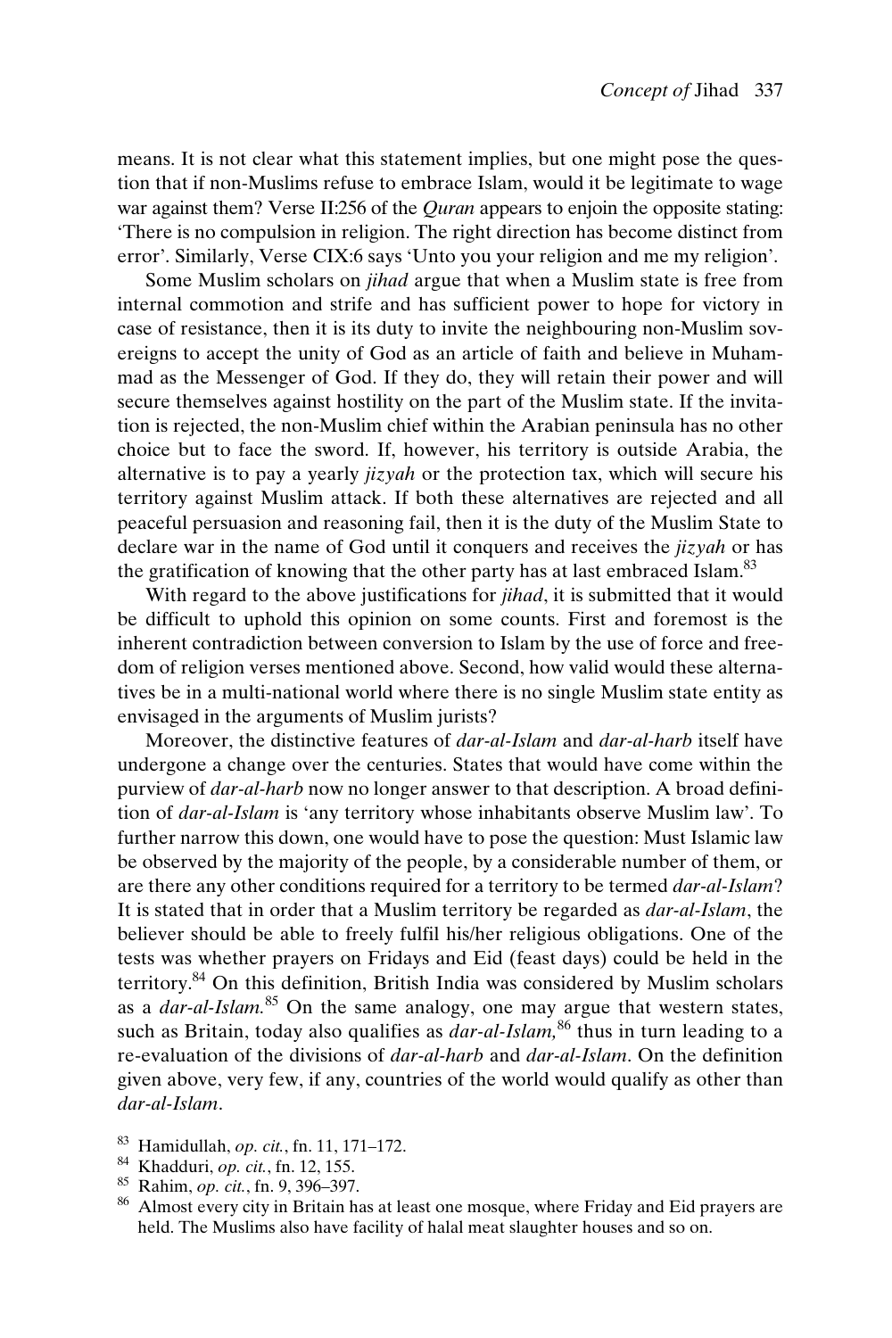means. It is not clear what this statement implies, but one might pose the question that if non-Muslims refuse to embrace Islam, would it be legitimate to wage war against them? Verse II:256 of the *Quran* appears to enjoin the opposite stating: 'There is no compulsion in religion. The right direction has become distinct from error'. Similarly, Verse CIX:6 says 'Unto you your religion and me my religion'.

Some Muslim scholars on *jihad* argue that when a Muslim state is free from internal commotion and strife and has sufficient power to hope for victory in case of resistance, then it is its duty to invite the neighbouring non-Muslim sovereigns to accept the unity of God as an article of faith and believe in Muhammad as the Messenger of God. If they do, they will retain their power and will secure themselves against hostility on the part of the Muslim state. If the invitation is rejected, the non-Muslim chief within the Arabian peninsula has no other choice but to face the sword. If, however, his territory is outside Arabia, the alternative is to pay a yearly *jizyah* or the protection tax, which will secure his territory against Muslim attack. If both these alternatives are rejected and all peaceful persuasion and reasoning fail, then it is the duty of the Muslim State to declare war in the name of God until it conquers and receives the *jizyah* or has the gratification of knowing that the other party has at last embraced Islam.[83]

With regard to the above justifications for *jihad*, it is submitted that it would be difficult to uphold this opinion on some counts. First and foremost is the inherent contradiction between conversion to Islam by the use of force and freedom of religion verses mentioned above. Second, how valid would these alternatives be in a multi-national world where there is no single Muslim state entity as envisaged in the arguments of Muslim jurists?

Moreover, the distinctive features of *dar-al-Islam* and *dar-al-harb* itself have undergone a change over the centuries. States that would have come within the purview of *dar-al-harb* now no longer answer to that description. A broad definition of *dar-al-Islam* is 'any territory whose inhabitants observe Muslim law'. To further narrow this down, one would have to pose the question: Must Islamic law be observed by the majority of the people, by a considerable number of them, or are there any other conditions required for a territory to be termed *dar-al-Islam*? It is stated that in order that a Muslim territory be regarded as *dar-al-Islam*, the believer should be able to freely fulfil his/her religious obligations. One of the tests was whether prayers on Fridays and Eid (feast days) could be held in the territory.[84] On this definition, British India was considered by Muslim scholars as a *dar-al-Islam.*[85] On the same analogy, one may argue that western states, such as Britain, today also qualifies as *dar-al-Islam,*[86] thus in turn leading to a re-evaluation of the divisions of *dar-al-harb* and *dar-al-Islam*. On the definition given above, very few, if any, countries of the world would qualify as other than *dar-al-Islam*.

---

[83] Hamidullah, *op. cit.*, fn. 11, 171–172.

[84] Khadduri, *op. cit.*, fn. 12, 155.

[85] Rahim, *op. cit.*, fn. 9, 396–397.

[86] Almost every city in Britain has at least one mosque, where Friday and Eid prayers are held. The Muslims also have facility of halal meat slaughter houses and so on.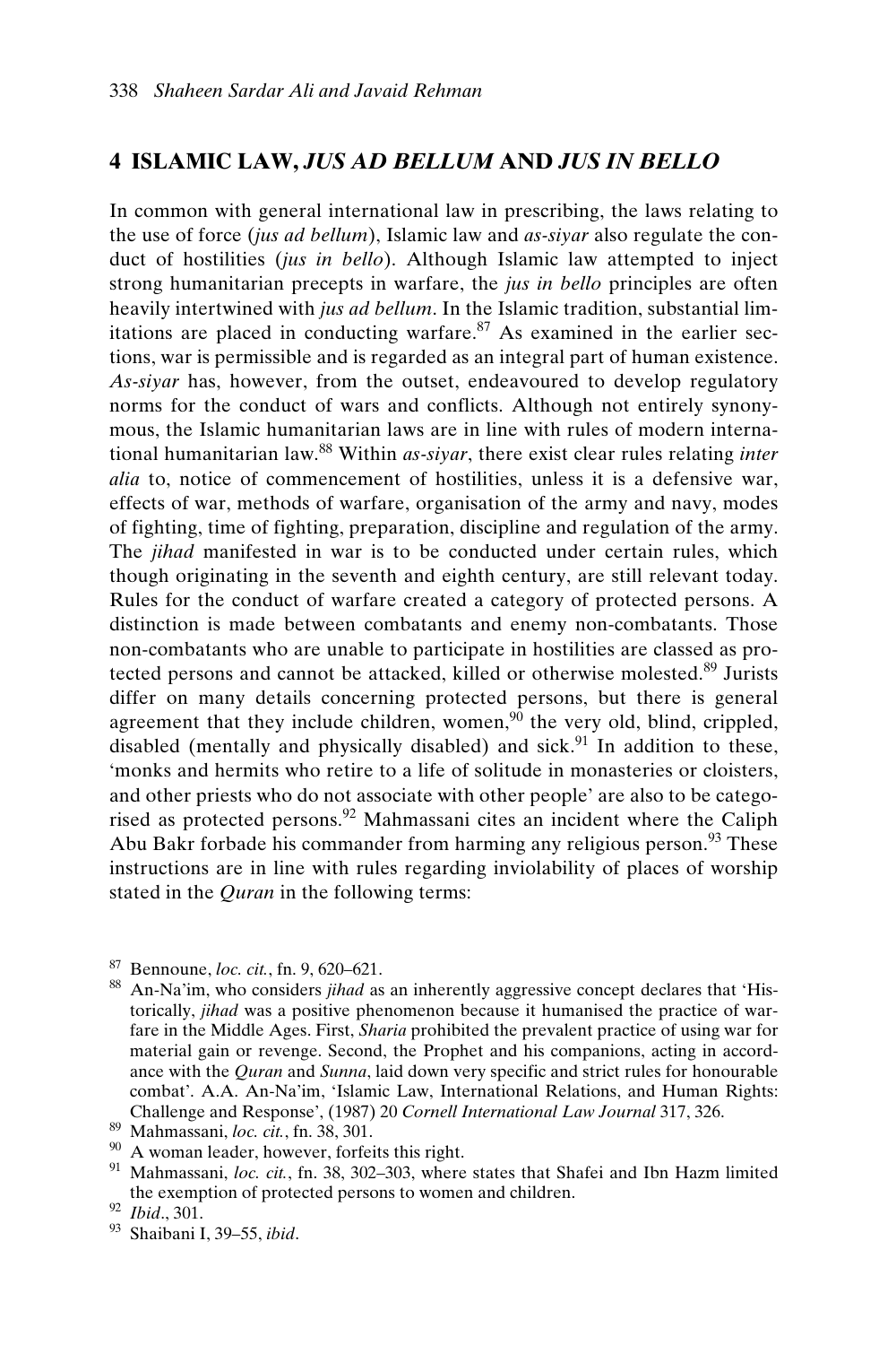## 4 ISLAMIC LAW, *JUS AD BELLUM* AND *JUS IN BELLO*

In common with general international law in prescribing, the laws relating to the use of force (*jus ad bellum*), Islamic law and *as-siyar* also regulate the conduct of hostilities (*jus in bello*). Although Islamic law attempted to inject strong humanitarian precepts in warfare, the *jus in bello* principles are often heavily intertwined with *jus ad bellum*. In the Islamic tradition, substantial limitations are placed in conducting warfare.[87] As examined in the earlier sections, war is permissible and is regarded as an integral part of human existence. *As-siyar* has, however, from the outset, endeavoured to develop regulatory norms for the conduct of wars and conflicts. Although not entirely synonymous, the Islamic humanitarian laws are in line with rules of modern international humanitarian law.[88] Within *as-siyar*, there exist clear rules relating *inter alia* to, notice of commencement of hostilities, unless it is a defensive war, effects of war, methods of warfare, organisation of the army and navy, modes of fighting, time of fighting, preparation, discipline and regulation of the army. The *jihad* manifested in war is to be conducted under certain rules, which though originating in the seventh and eighth century, are still relevant today. Rules for the conduct of warfare created a category of protected persons. A distinction is made between combatants and enemy non-combatants. Those non-combatants who are unable to participate in hostilities are classed as protected persons and cannot be attacked, killed or otherwise molested.[89] Jurists differ on many details concerning protected persons, but there is general agreement that they include children, women,[90] the very old, blind, crippled, disabled (mentally and physically disabled) and sick.[91] In addition to these, 'monks and hermits who retire to a life of solitude in monasteries or cloisters, and other priests who do not associate with other people' are also to be categorised as protected persons.[92] Mahmassani cites an incident where the Caliph Abu Bakr forbade his commander from harming any religious person.[93] These instructions are in line with rules regarding inviolability of places of worship stated in the *Quran* in the following terms:

---

[87] Bennoune, *loc. cit.*, fn. 9, 620–621.

[88] An-Na'im, who considers *jihad* as an inherently aggressive concept declares that 'Historically, *jihad* was a positive phenomenon because it humanised the practice of warfare in the Middle Ages. First, *Sharia* prohibited the prevalent practice of using war for material gain or revenge. Second, the Prophet and his companions, acting in accordance with the *Quran* and *Sunna*, laid down very specific and strict rules for honourable combat'. A.A. An-Na'im, 'Islamic Law, International Relations, and Human Rights: Challenge and Response', (1987) 20 *Cornell International Law Journal* 317, 326.

[89] Mahmassani, *loc. cit.*, fn. 38, 301.

[90] A woman leader, however, forfeits this right.

[91] Mahmassani, *loc. cit.*, fn. 38, 302–303, where states that Shafei and Ibn Hazm limited the exemption of protected persons to women and children.

[92] *Ibid*., 301.

[93] Shaibani I, 39–55, *ibid*.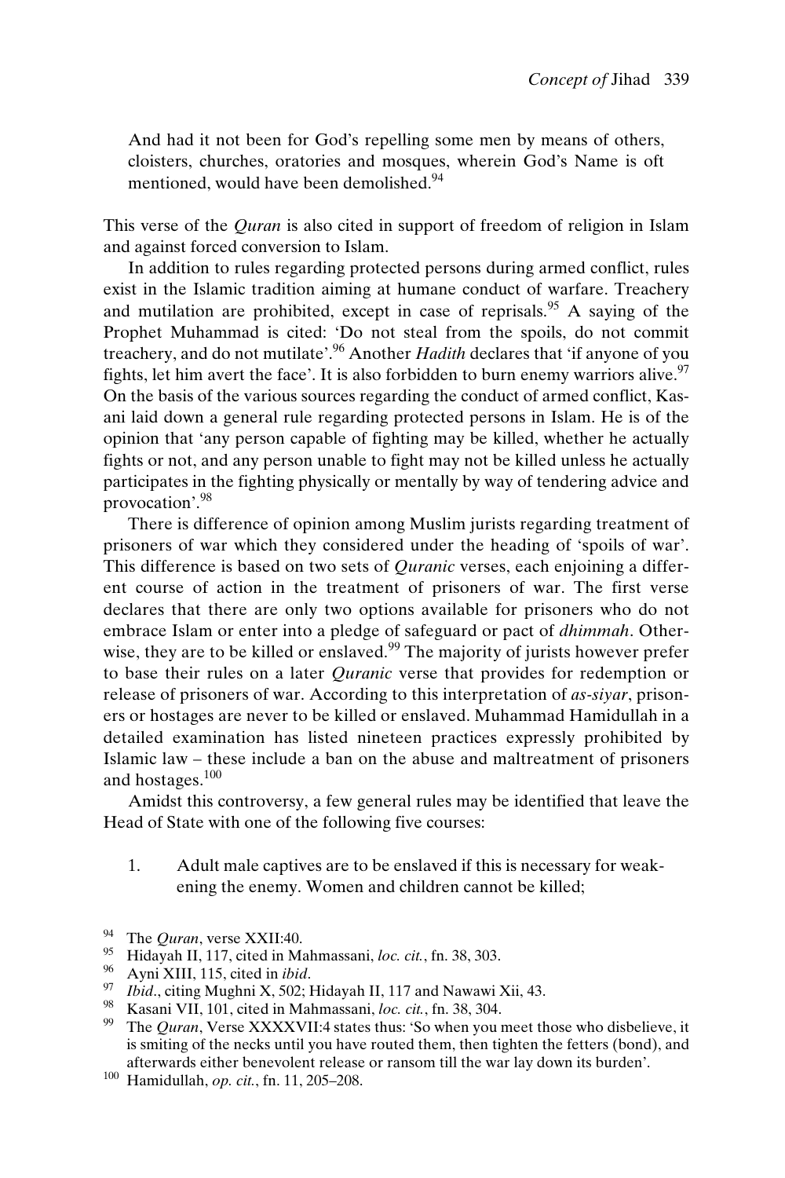> And had it not been for God's repelling some men by means of others, cloisters, churches, oratories and mosques, wherein God's Name is oft mentioned, would have been demolished.[94]

This verse of the *Quran* is also cited in support of freedom of religion in Islam and against forced conversion to Islam.

In addition to rules regarding protected persons during armed conflict, rules exist in the Islamic tradition aiming at humane conduct of warfare. Treachery and mutilation are prohibited, except in case of reprisals.[95] A saying of the Prophet Muhammad is cited: 'Do not steal from the spoils, do not commit treachery, and do not mutilate'.[96] Another *Hadith* declares that 'if anyone of you fights, let him avert the face'. It is also forbidden to burn enemy warriors alive.[97] On the basis of the various sources regarding the conduct of armed conflict, Kasani laid down a general rule regarding protected persons in Islam. He is of the opinion that 'any person capable of fighting may be killed, whether he actually fights or not, and any person unable to fight may not be killed unless he actually participates in the fighting physically or mentally by way of tendering advice and provocation'.[98]

There is difference of opinion among Muslim jurists regarding treatment of prisoners of war which they considered under the heading of 'spoils of war'. This difference is based on two sets of *Quranic* verses, each enjoining a different course of action in the treatment of prisoners of war. The first verse declares that there are only two options available for prisoners who do not embrace Islam or enter into a pledge of safeguard or pact of *dhimmah*. Otherwise, they are to be killed or enslaved.[99] The majority of jurists however prefer to base their rules on a later *Quranic* verse that provides for redemption or release of prisoners of war. According to this interpretation of *as-siyar*, prisoners or hostages are never to be killed or enslaved. Muhammad Hamidullah in a detailed examination has listed nineteen practices expressly prohibited by Islamic law – these include a ban on the abuse and maltreatment of prisoners and hostages.[100]

Amidst this controversy, a few general rules may be identified that leave the Head of State with one of the following five courses:

1. Adult male captives are to be enslaved if this is necessary for weakening the enemy. Women and children cannot be killed;

---

[94] The *Quran*, verse XXII:40.

[95] Hidayah II, 117, cited in Mahmassani, *loc. cit.*, fn. 38, 303.

[96] Ayni XIII, 115, cited in *ibid*.

[97] *Ibid*., citing Mughni X, 502; Hidayah II, 117 and Nawawi Xii, 43.

[98] Kasani VII, 101, cited in Mahmassani, *loc. cit.*, fn. 38, 304.

[99] The *Quran*, Verse XXXXVII:4 states thus: 'So when you meet those who disbelieve, it is smiting of the necks until you have routed them, then tighten the fetters (bond), and afterwards either benevolent release or ransom till the war lay down its burden'.

[100] Hamidullah, *op. cit.*, fn. 11, 205–208.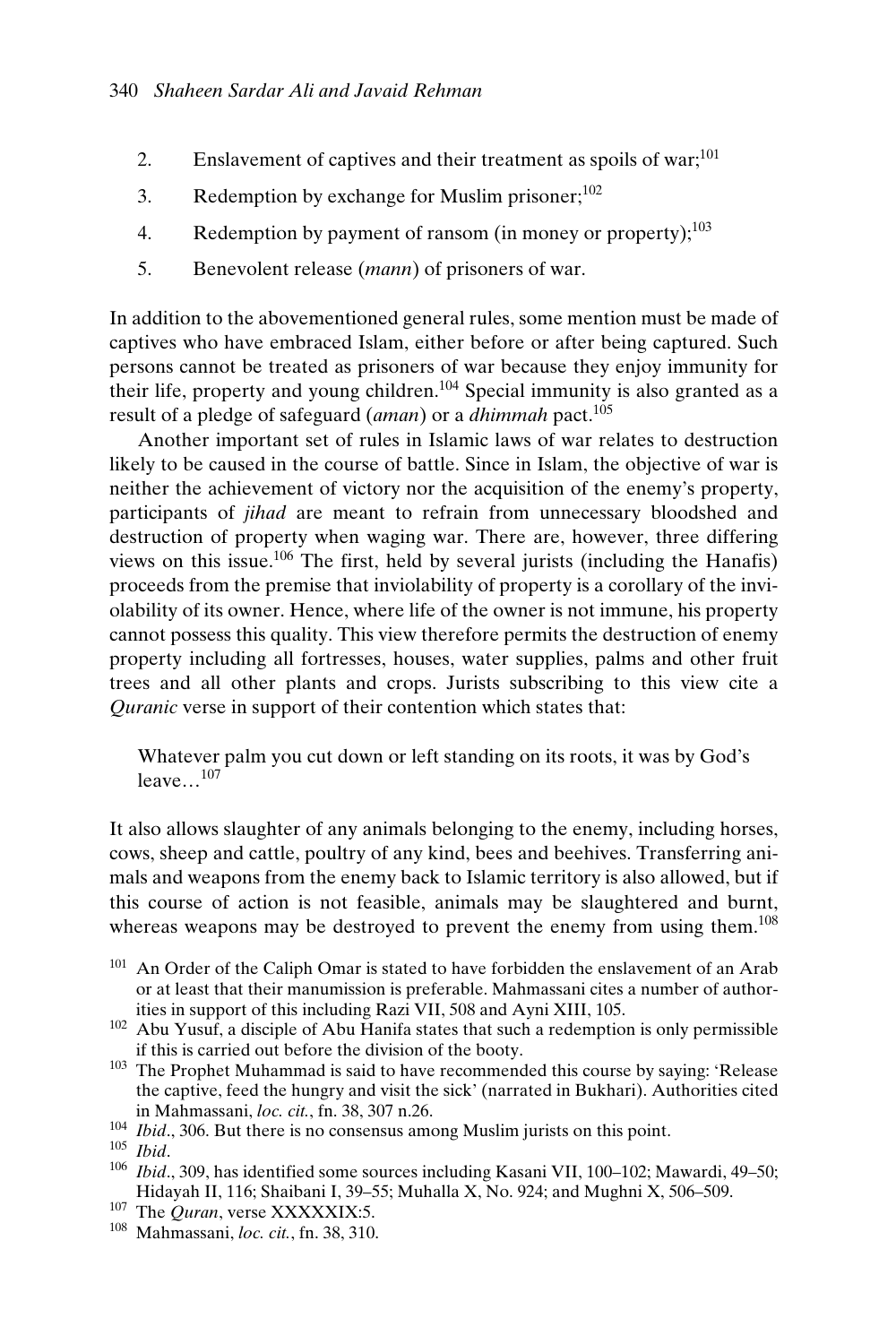2. Enslavement of captives and their treatment as spoils of war;[101]
3. Redemption by exchange for Muslim prisoner;[102]
4. Redemption by payment of ransom (in money or property);[103]
5. Benevolent release (*mann*) of prisoners of war.

In addition to the abovementioned general rules, some mention must be made of captives who have embraced Islam, either before or after being captured. Such persons cannot be treated as prisoners of war because they enjoy immunity for their life, property and young children.[104] Special immunity is also granted as a result of a pledge of safeguard (*aman*) or a *dhimmah* pact.[105]

Another important set of rules in Islamic laws of war relates to destruction likely to be caused in the course of battle. Since in Islam, the objective of war is neither the achievement of victory nor the acquisition of the enemy's property, participants of *jihad* are meant to refrain from unnecessary bloodshed and destruction of property when waging war. There are, however, three differing views on this issue.[106] The first, held by several jurists (including the Hanafis) proceeds from the premise that inviolability of property is a corollary of the inviolability of its owner. Hence, where life of the owner is not immune, his property cannot possess this quality. This view therefore permits the destruction of enemy property including all fortresses, houses, water supplies, palms and other fruit trees and all other plants and crops. Jurists subscribing to this view cite a *Quranic* verse in support of their contention which states that:

> Whatever palm you cut down or left standing on its roots, it was by God's leave…[107]

It also allows slaughter of any animals belonging to the enemy, including horses, cows, sheep and cattle, poultry of any kind, bees and beehives. Transferring animals and weapons from the enemy back to Islamic territory is also allowed, but if this course of action is not feasible, animals may be slaughtered and burnt, whereas weapons may be destroyed to prevent the enemy from using them.[108]

[101] An Order of the Caliph Omar is stated to have forbidden the enslavement of an Arab or at least that their manumission is preferable. Mahmassani cites a number of authorities in support of this including Razi VII, 508 and Ayni XIII, 105.

[102] Abu Yusuf, a disciple of Abu Hanifa states that such a redemption is only permissible if this is carried out before the division of the booty.

[103] The Prophet Muhammad is said to have recommended this course by saying: 'Release the captive, feed the hungry and visit the sick' (narrated in Bukhari). Authorities cited in Mahmassani, *loc. cit.*, fn. 38, 307 n.26.

[104] *Ibid*., 306. But there is no consensus among Muslim jurists on this point.

[105] *Ibid*.

[106] *Ibid*., 309, has identified some sources including Kasani VII, 100–102; Mawardi, 49–50; Hidayah II, 116; Shaibani I, 39–55; Muhalla X, No. 924; and Mughni X, 506–509.

[107] The *Quran*, verse XXXXXIX:5.

[108] Mahmassani, *loc. cit.*, fn. 38, 310.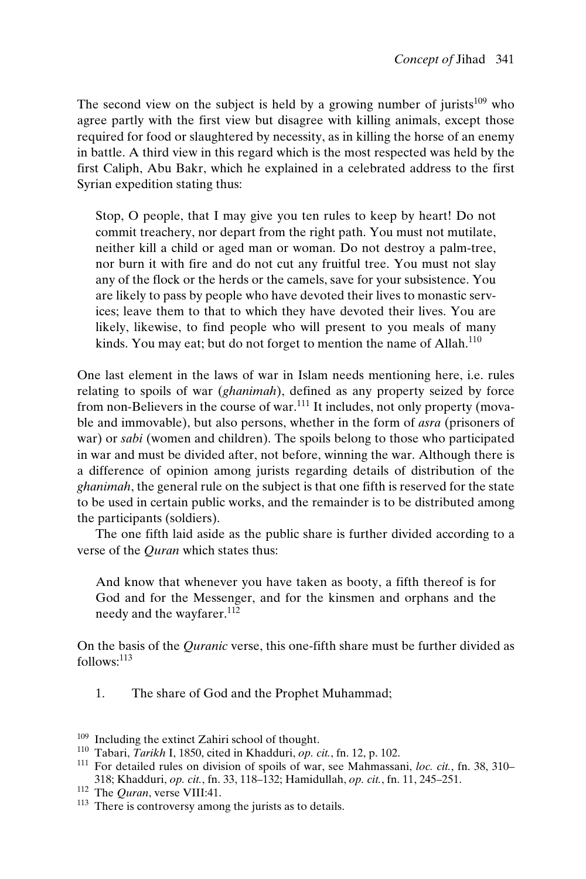The second view on the subject is held by a growing number of jurists[109] who agree partly with the first view but disagree with killing animals, except those required for food or slaughtered by necessity, as in killing the horse of an enemy in battle. A third view in this regard which is the most respected was held by the first Caliph, Abu Bakr, which he explained in a celebrated address to the first Syrian expedition stating thus:

> Stop, O people, that I may give you ten rules to keep by heart! Do not commit treachery, nor depart from the right path. You must not mutilate, neither kill a child or aged man or woman. Do not destroy a palm-tree, nor burn it with fire and do not cut any fruitful tree. You must not slay any of the flock or the herds or the camels, save for your subsistence. You are likely to pass by people who have devoted their lives to monastic services; leave them to that to which they have devoted their lives. You are likely, likewise, to find people who will present to you meals of many kinds. You may eat; but do not forget to mention the name of Allah.[110]

One last element in the laws of war in Islam needs mentioning here, i.e. rules relating to spoils of war (*ghanimah*), defined as any property seized by force from non-Believers in the course of war.[111] It includes, not only property (movable and immovable), but also persons, whether in the form of *asra* (prisoners of war) or *sabi* (women and children). The spoils belong to those who participated in war and must be divided after, not before, winning the war. Although there is a difference of opinion among jurists regarding details of distribution of the *ghanimah*, the general rule on the subject is that one fifth is reserved for the state to be used in certain public works, and the remainder is to be distributed among the participants (soldiers).

The one fifth laid aside as the public share is further divided according to a verse of the *Quran* which states thus:

> And know that whenever you have taken as booty, a fifth thereof is for God and for the Messenger, and for the kinsmen and orphans and the needy and the wayfarer.[112]

On the basis of the *Quranic* verse, this one-fifth share must be further divided as follows:[113]

1. The share of God and the Prophet Muhammad;

---

[109] Including the extinct Zahiri school of thought.

[110] Tabari, *Tarikh* I, 1850, cited in Khadduri, *op. cit.*, fn. 12, p. 102.

[111] For detailed rules on division of spoils of war, see Mahmassani, *loc. cit.*, fn. 38, 310–318; Khadduri, *op. cit.*, fn. 33, 118–132; Hamidullah, *op. cit.*, fn. 11, 245–251.

[112] The *Quran*, verse VIII:41.

[113] There is controversy among the jurists as to details.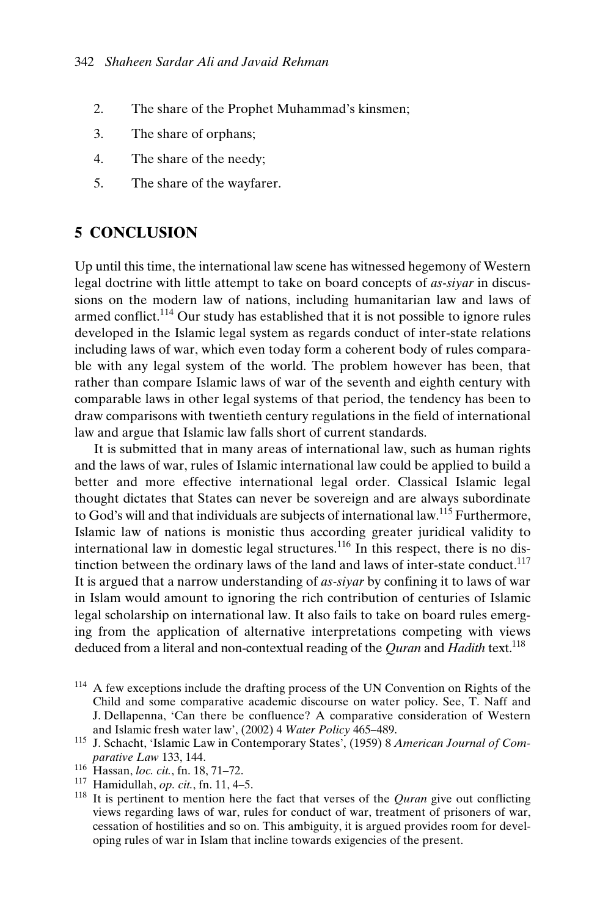2. The share of the Prophet Muhammad's kinsmen;
3. The share of orphans;
4. The share of the needy;
5. The share of the wayfarer.

## 5 CONCLUSION

Up until this time, the international law scene has witnessed hegemony of Western legal doctrine with little attempt to take on board concepts of *as-siyar* in discussions on the modern law of nations, including humanitarian law and laws of armed conflict.[114] Our study has established that it is not possible to ignore rules developed in the Islamic legal system as regards conduct of inter-state relations including laws of war, which even today form a coherent body of rules comparable with any legal system of the world. The problem however has been, that rather than compare Islamic laws of war of the seventh and eighth century with comparable laws in other legal systems of that period, the tendency has been to draw comparisons with twentieth century regulations in the field of international law and argue that Islamic law falls short of current standards.

It is submitted that in many areas of international law, such as human rights and the laws of war, rules of Islamic international law could be applied to build a better and more effective international legal order. Classical Islamic legal thought dictates that States can never be sovereign and are always subordinate to God's will and that individuals are subjects of international law.[115] Furthermore, Islamic law of nations is monistic thus according greater juridical validity to international law in domestic legal structures.[116] In this respect, there is no distinction between the ordinary laws of the land and laws of inter-state conduct.[117] It is argued that a narrow understanding of *as-siyar* by confining it to laws of war in Islam would amount to ignoring the rich contribution of centuries of Islamic legal scholarship on international law. It also fails to take on board rules emerging from the application of alternative interpretations competing with views deduced from a literal and non-contextual reading of the *Quran* and *Hadith* text.[118]

[114] A few exceptions include the drafting process of the UN Convention on Rights of the Child and some comparative academic discourse on water policy. See, T. Naff and J. Dellapenna, 'Can there be confluence? A comparative consideration of Western and Islamic fresh water law', (2002) 4 *Water Policy* 465–489.

[115] J. Schacht, 'Islamic Law in Contemporary States', (1959) 8 *American Journal of Comparative Law* 133, 144.

[116] Hassan, *loc. cit.*, fn. 18, 71–72.

[117] Hamidullah, *op. cit.*, fn. 11, 4–5.

[118] It is pertinent to mention here the fact that verses of the *Quran* give out conflicting views regarding laws of war, rules for conduct of war, treatment of prisoners of war, cessation of hostilities and so on. This ambiguity, it is argued provides room for developing rules of war in Islam that incline towards exigencies of the present.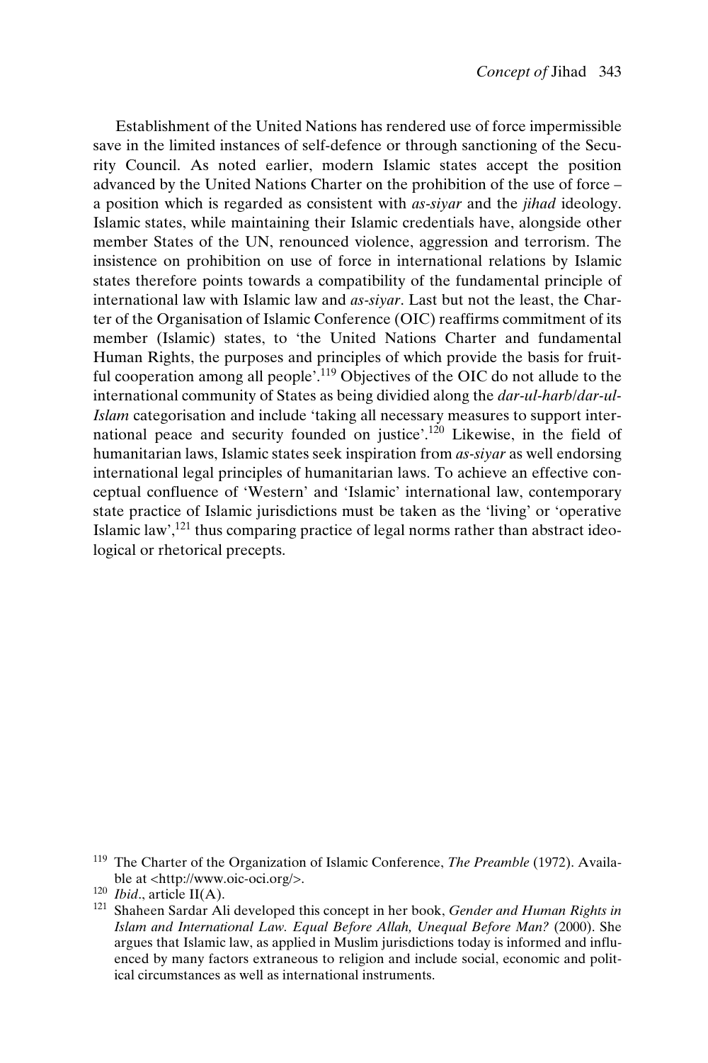Establishment of the United Nations has rendered use of force impermissible save in the limited instances of self-defence or through sanctioning of the Security Council. As noted earlier, modern Islamic states accept the position advanced by the United Nations Charter on the prohibition of the use of force – a position which is regarded as consistent with *as-siyar* and the *jihad* ideology. Islamic states, while maintaining their Islamic credentials have, alongside other member States of the UN, renounced violence, aggression and terrorism. The insistence on prohibition on use of force in international relations by Islamic states therefore points towards a compatibility of the fundamental principle of international law with Islamic law and *as-siyar*. Last but not the least, the Charter of the Organisation of Islamic Conference (OIC) reaffirms commitment of its member (Islamic) states, to 'the United Nations Charter and fundamental Human Rights, the purposes and principles of which provide the basis for fruitful cooperation among all people'.[119] Objectives of the OIC do not allude to the international community of States as being dividied along the *dar-ul-harb*/*dar-ul-Islam* categorisation and include 'taking all necessary measures to support international peace and security founded on justice'.[120] Likewise, in the field of humanitarian laws, Islamic states seek inspiration from *as-siyar* as well endorsing international legal principles of humanitarian laws. To achieve an effective conceptual confluence of 'Western' and 'Islamic' international law, contemporary state practice of Islamic jurisdictions must be taken as the 'living' or 'operative Islamic law',[121] thus comparing practice of legal norms rather than abstract ideological or rhetorical precepts.

---

[119] The Charter of the Organization of Islamic Conference, *The Preamble* (1972). Available at <http://www.oic-oci.org/>.

[120] *Ibid*., article II(A).

[121] Shaheen Sardar Ali developed this concept in her book, *Gender and Human Rights in Islam and International Law. Equal Before Allah, Unequal Before Man?* (2000). She argues that Islamic law, as applied in Muslim jurisdictions today is informed and influenced by many factors extraneous to religion and include social, economic and political circumstances as well as international instruments.